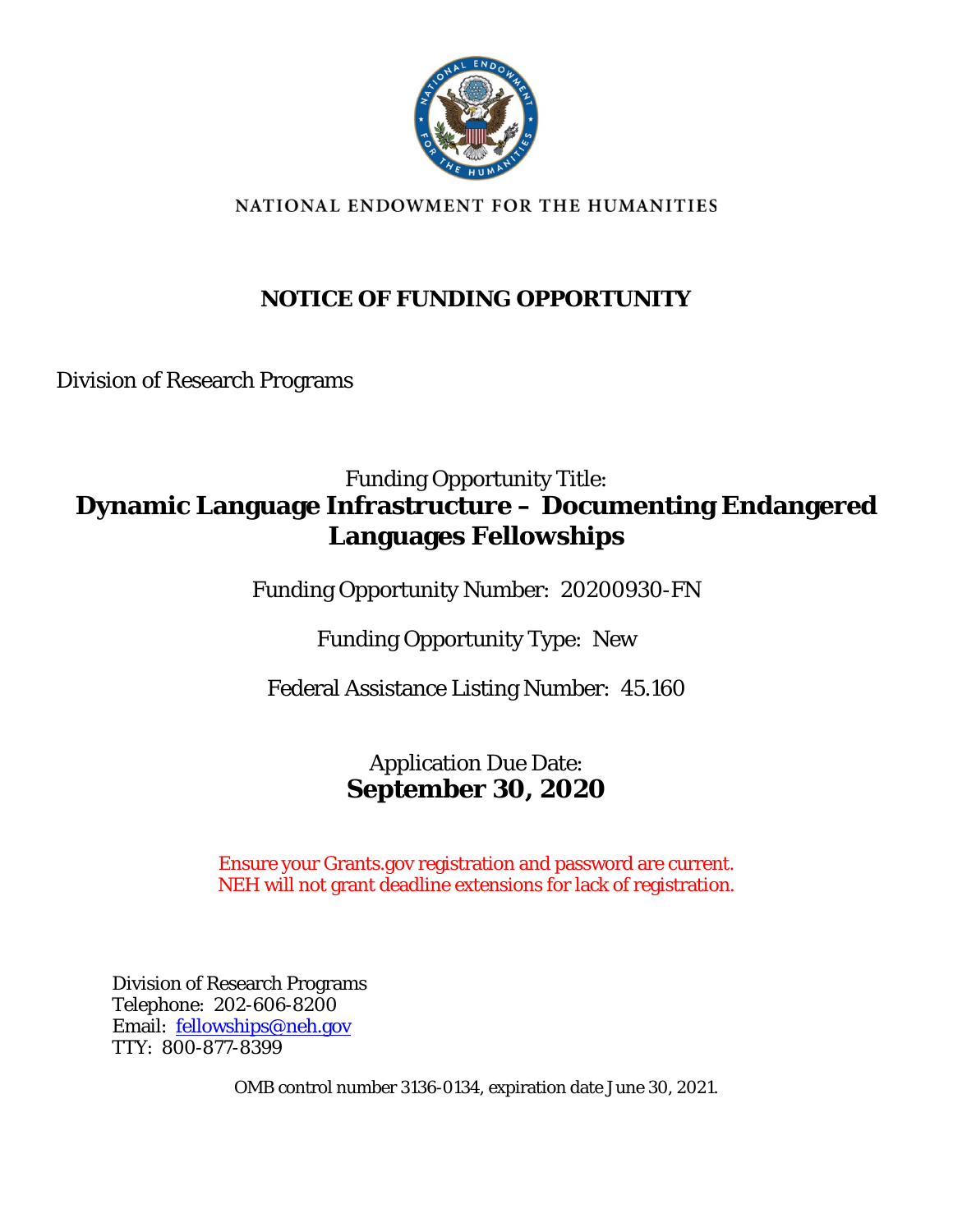NATIONAL ENDOWMENT FOR THE HUMANITIES

# NOTICE OF FUNDING OPPORTUNITY

Division of Research Programs

Funding Opportunity Title:

## Dynamic Language Infrastructure – Documenting Endangered Languages Fellowships

Funding Opportunity Number: 20200930-FN

Funding Opportunity Type: New

Federal Assistance Listing Number: 45.160

Application Due Date:

**September 30, 2020**

Ensure your Grants.gov registration and password are current.
NEH will not grant deadline extensions for lack of registration.

Division of Research Programs
Telephone: 202-606-8200
Email: fellowships@neh.gov
TTY: 800-877-8399

OMB control number 3136-0134, expiration date June 30, 2021.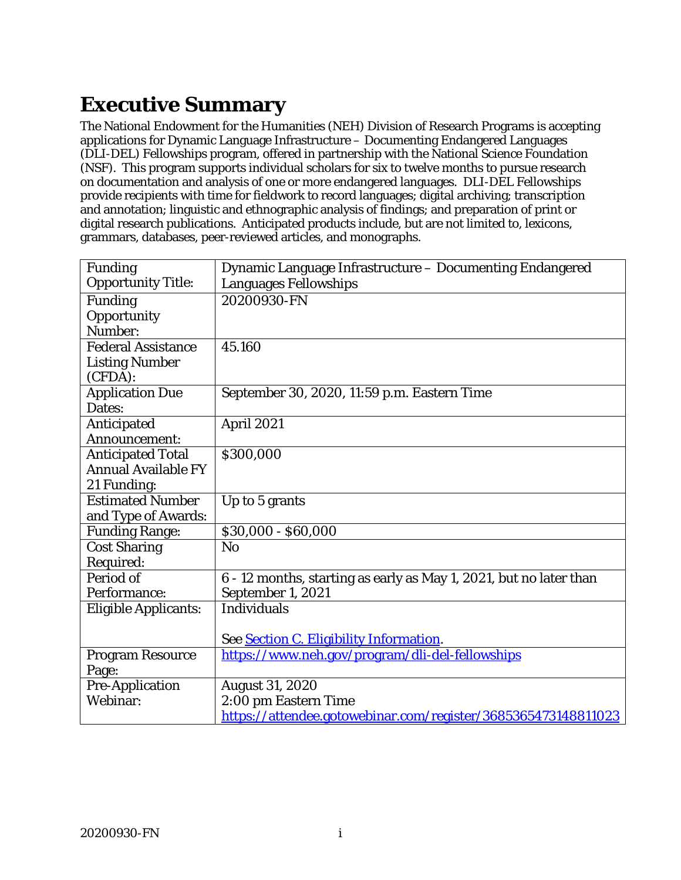# Executive Summary

The National Endowment for the Humanities (NEH) Division of Research Programs is accepting applications for Dynamic Language Infrastructure – Documenting Endangered Languages (DLI-DEL) Fellowships program, offered in partnership with the National Science Foundation (NSF). This program supports individual scholars for six to twelve months to pursue research on documentation and analysis of one or more endangered languages. DLI-DEL Fellowships provide recipients with time for fieldwork to record languages; digital archiving; transcription and annotation; linguistic and ethnographic analysis of findings; and preparation of print or digital research publications. Anticipated products include, but are not limited to, lexicons, grammars, databases, peer-reviewed articles, and monographs.

| | |
|---|---|
| Funding Opportunity Title: | Dynamic Language Infrastructure – Documenting Endangered Languages Fellowships |
| Funding Opportunity Number: | 20200930-FN |
| Federal Assistance Listing Number (CFDA): | 45.160 |
| Application Due Dates: | September 30, 2020, 11:59 p.m. Eastern Time |
| Anticipated Announcement: | April 2021 |
| Anticipated Total Annual Available FY 21 Funding: | $300,000 |
| Estimated Number and Type of Awards: | Up to 5 grants |
| Funding Range: | $30,000 - $60,000 |
| Cost Sharing Required: | No |
| Period of Performance: | 6 - 12 months, starting as early as May 1, 2021, but no later than September 1, 2021 |
| Eligible Applicants: | Individuals<br><br>See [Section C. Eligibility Information](#). |
| Program Resource Page: | https://www.neh.gov/program/dli-del-fellowships |
| Pre-Application Webinar: | August 31, 2020<br>2:00 pm Eastern Time<br>https://attendee.gotowebinar.com/register/3685365473148811023 |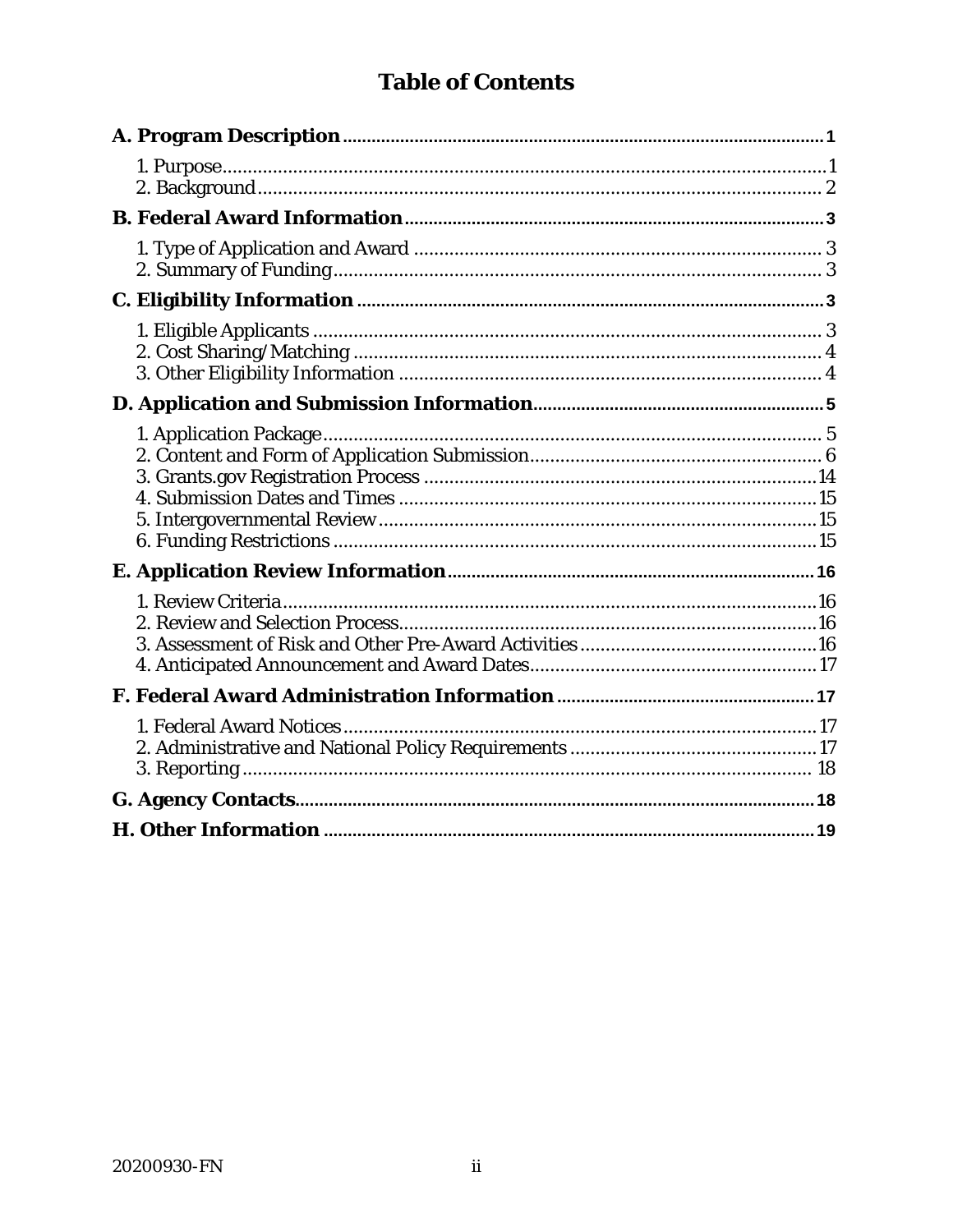# Table of Contents

| | |
|---|---|
| **A. Program Description** | **1** |
| 1. Purpose | 1 |
| 2. Background | 2 |
| **B. Federal Award Information** | **3** |
| 1. Type of Application and Award | 3 |
| 2. Summary of Funding | 3 |
| **C. Eligibility Information** | **3** |
| 1. Eligible Applicants | 3 |
| 2. Cost Sharing/Matching | 4 |
| 3. Other Eligibility Information | 4 |
| **D. Application and Submission Information** | **5** |
| 1. Application Package | 5 |
| 2. Content and Form of Application Submission | 6 |
| 3. Grants.gov Registration Process | 14 |
| 4. Submission Dates and Times | 15 |
| 5. Intergovernmental Review | 15 |
| 6. Funding Restrictions | 15 |
| **E. Application Review Information** | **16** |
| 1. Review Criteria | 16 |
| 2. Review and Selection Process | 16 |
| 3. Assessment of Risk and Other Pre-Award Activities | 16 |
| 4. Anticipated Announcement and Award Dates | 17 |
| **F. Federal Award Administration Information** | **17** |
| 1. Federal Award Notices | 17 |
| 2. Administrative and National Policy Requirements | 17 |
| 3. Reporting | 18 |
| **G. Agency Contacts** | **18** |
| **H. Other Information** | **19** |

20200930-FN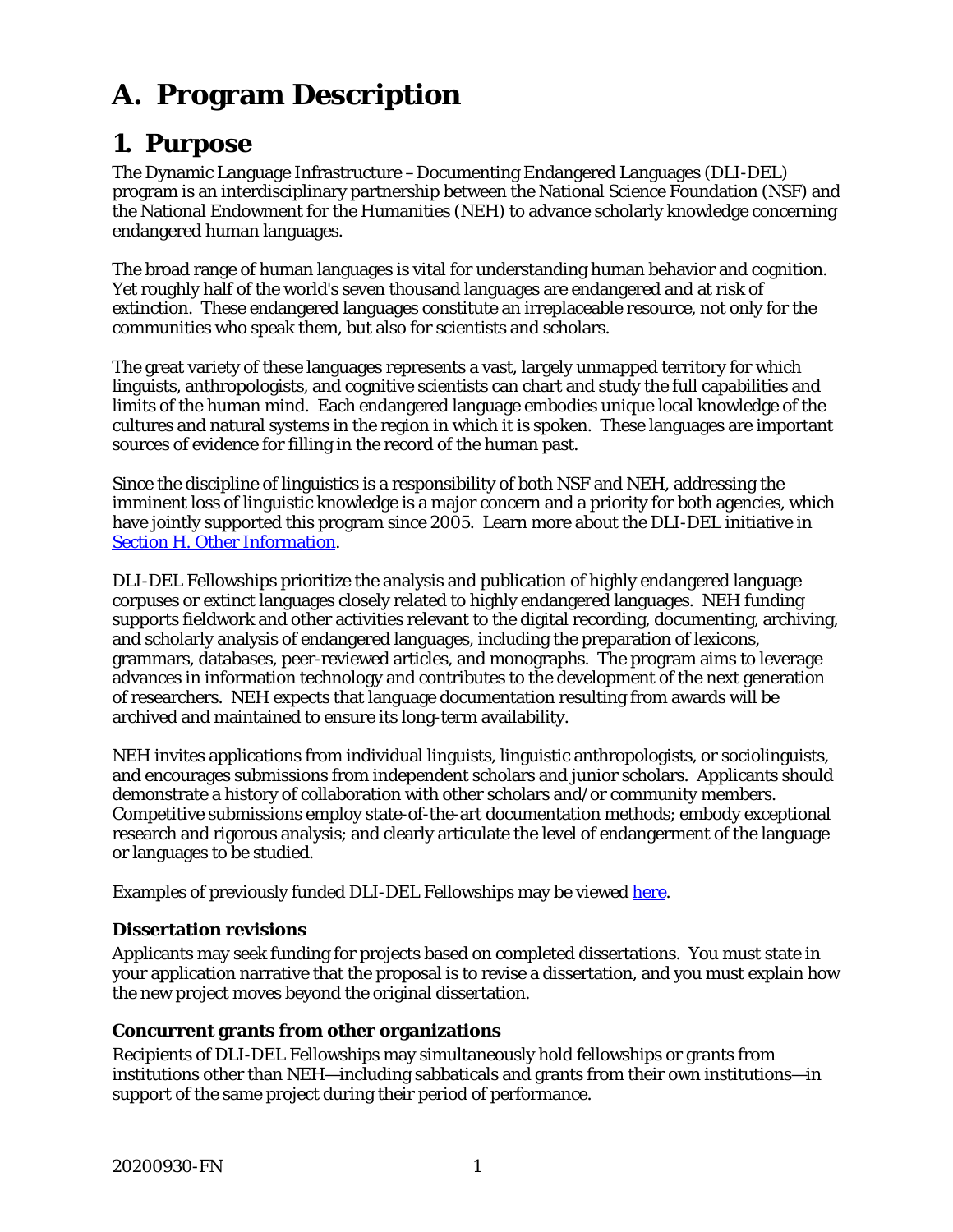# A. Program Description

## 1. Purpose

The Dynamic Language Infrastructure – Documenting Endangered Languages (DLI-DEL) program is an interdisciplinary partnership between the National Science Foundation (NSF) and the National Endowment for the Humanities (NEH) to advance scholarly knowledge concerning endangered human languages.

The broad range of human languages is vital for understanding human behavior and cognition. Yet roughly half of the world's seven thousand languages are endangered and at risk of extinction. These endangered languages constitute an irreplaceable resource, not only for the communities who speak them, but also for scientists and scholars.

The great variety of these languages represents a vast, largely unmapped territory for which linguists, anthropologists, and cognitive scientists can chart and study the full capabilities and limits of the human mind. Each endangered language embodies unique local knowledge of the cultures and natural systems in the region in which it is spoken. These languages are important sources of evidence for filling in the record of the human past.

Since the discipline of linguistics is a responsibility of both NSF and NEH, addressing the imminent loss of linguistic knowledge is a major concern and a priority for both agencies, which have jointly supported this program since 2005. Learn more about the DLI-DEL initiative in [Section H. Other Information](#).

DLI-DEL Fellowships prioritize the analysis and publication of highly endangered language corpuses or extinct languages closely related to highly endangered languages. NEH funding supports fieldwork and other activities relevant to the digital recording, documenting, archiving, and scholarly analysis of endangered languages, including the preparation of lexicons, grammars, databases, peer-reviewed articles, and monographs. The program aims to leverage advances in information technology and contributes to the development of the next generation of researchers. NEH expects that language documentation resulting from awards will be archived and maintained to ensure its long-term availability.

NEH invites applications from individual linguists, linguistic anthropologists, or sociolinguists, and encourages submissions from independent scholars and junior scholars. Applicants should demonstrate a history of collaboration with other scholars and/or community members. Competitive submissions employ state-of-the-art documentation methods; embody exceptional research and rigorous analysis; and clearly articulate the level of endangerment of the language or languages to be studied.

Examples of previously funded DLI-DEL Fellowships may be viewed [here](#).

### Dissertation revisions

Applicants may seek funding for projects based on completed dissertations. You must state in your application narrative that the proposal is to revise a dissertation, and you must explain how the new project moves beyond the original dissertation.

### Concurrent grants from other organizations

Recipients of DLI-DEL Fellowships may simultaneously hold fellowships or grants from institutions other than NEH—including sabbaticals and grants from their own institutions—in support of the same project during their period of performance.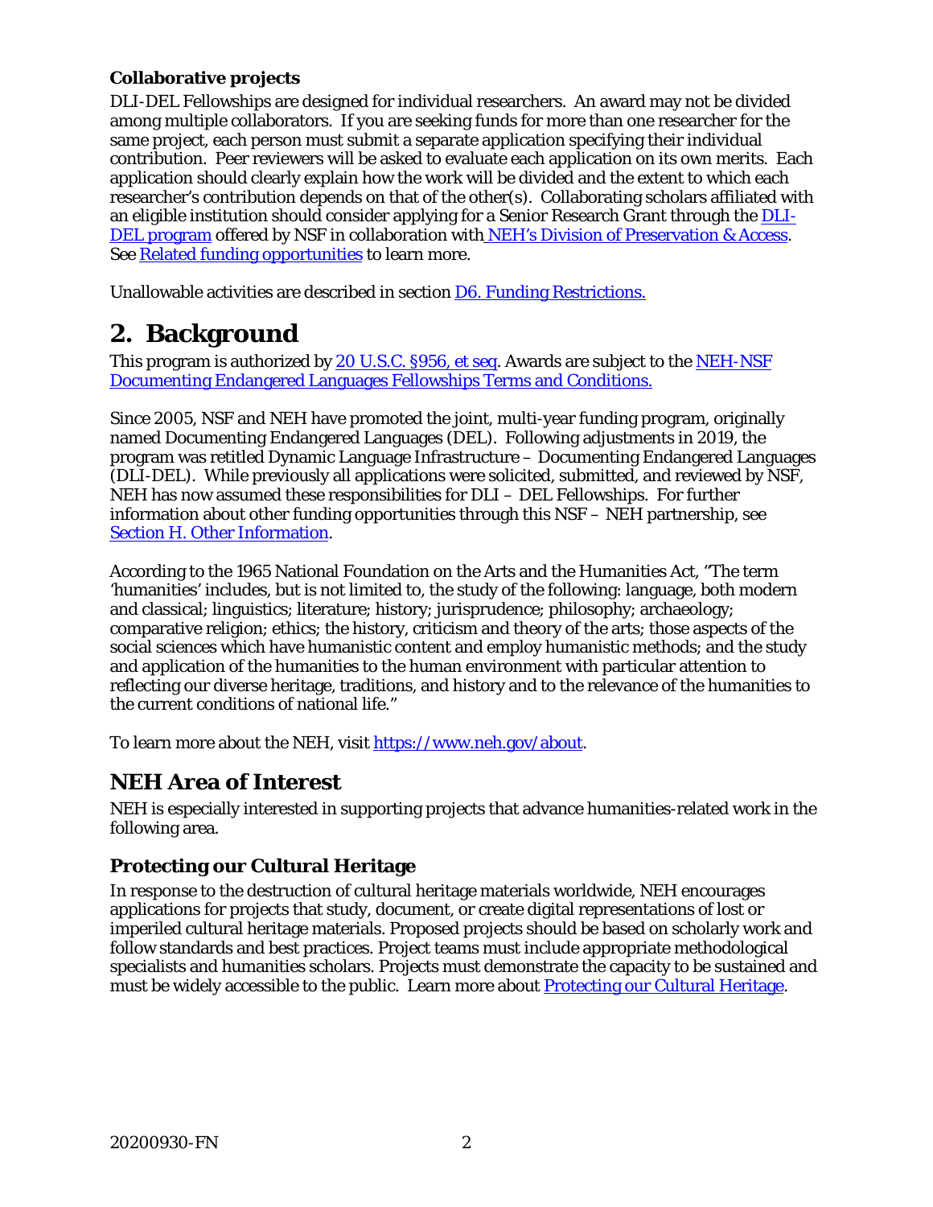**Collaborative projects**

DLI-DEL Fellowships are designed for individual researchers. An award may not be divided among multiple collaborators. If you are seeking funds for more than one researcher for the same project, each person must submit a separate application specifying their individual contribution. Peer reviewers will be asked to evaluate each application on its own merits. Each application should clearly explain how the work will be divided and the extent to which each researcher's contribution depends on that of the other(s). Collaborating scholars affiliated with an eligible institution should consider applying for a Senior Research Grant through the DLI-DEL program offered by NSF in collaboration with NEH's Division of Preservation & Access. See Related funding opportunities to learn more.

Unallowable activities are described in section D6. Funding Restrictions.

# 2. Background

This program is authorized by 20 U.S.C. §956, et seq. Awards are subject to the NEH-NSF Documenting Endangered Languages Fellowships Terms and Conditions.

Since 2005, NSF and NEH have promoted the joint, multi-year funding program, originally named Documenting Endangered Languages (DEL). Following adjustments in 2019, the program was retitled Dynamic Language Infrastructure – Documenting Endangered Languages (DLI-DEL). While previously all applications were solicited, submitted, and reviewed by NSF, NEH has now assumed these responsibilities for DLI – DEL Fellowships. For further information about other funding opportunities through this NSF – NEH partnership, see Section H. Other Information.

According to the 1965 National Foundation on the Arts and the Humanities Act, "The term 'humanities' includes, but is not limited to, the study of the following: language, both modern and classical; linguistics; literature; history; jurisprudence; philosophy; archaeology; comparative religion; ethics; the history, criticism and theory of the arts; those aspects of the social sciences which have humanistic content and employ humanistic methods; and the study and application of the humanities to the human environment with particular attention to reflecting our diverse heritage, traditions, and history and to the relevance of the humanities to the current conditions of national life."

To learn more about the NEH, visit https://www.neh.gov/about.

## NEH Area of Interest

NEH is especially interested in supporting projects that advance humanities-related work in the following area.

### Protecting our Cultural Heritage

In response to the destruction of cultural heritage materials worldwide, NEH encourages applications for projects that study, document, or create digital representations of lost or imperiled cultural heritage materials. Proposed projects should be based on scholarly work and follow standards and best practices. Project teams must include appropriate methodological specialists and humanities scholars. Projects must demonstrate the capacity to be sustained and must be widely accessible to the public. Learn more about Protecting our Cultural Heritage.

20200930-FN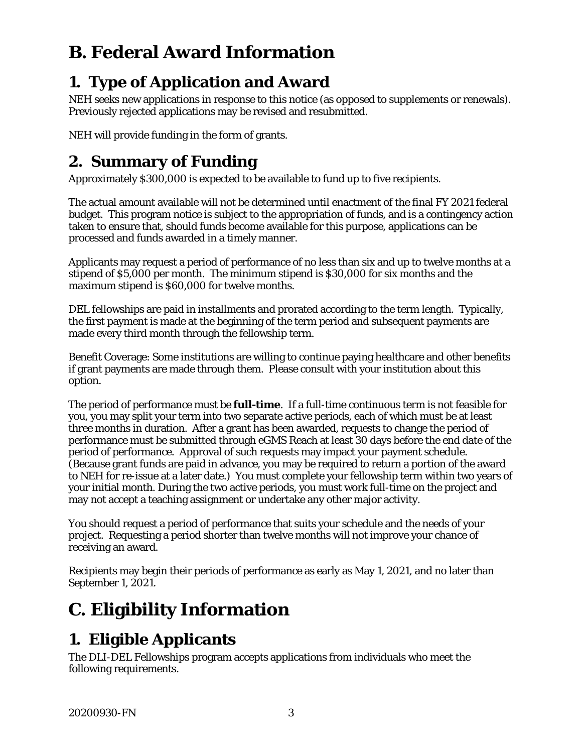# B. Federal Award Information

## 1. Type of Application and Award

NEH seeks new applications in response to this notice (as opposed to supplements or renewals). Previously rejected applications may be revised and resubmitted.

NEH will provide funding in the form of grants.

## 2. Summary of Funding

Approximately $300,000 is expected to be available to fund up to five recipients.

The actual amount available will not be determined until enactment of the final FY 2021 federal budget. This program notice is subject to the appropriation of funds, and is a contingency action taken to ensure that, should funds become available for this purpose, applications can be processed and funds awarded in a timely manner.

Applicants may request a period of performance of no less than six and up to twelve months at a stipend of $5,000 per month. The minimum stipend is $30,000 for six months and the maximum stipend is $60,000 for twelve months.

DEL fellowships are paid in installments and prorated according to the term length. Typically, the first payment is made at the beginning of the term period and subsequent payments are made every third month through the fellowship term.

Benefit Coverage: Some institutions are willing to continue paying healthcare and other benefits if grant payments are made through them. Please consult with your institution about this option.

The period of performance must be **full-time**. If a full-time continuous term is not feasible for you, you may split your term into two separate active periods, each of which must be at least three months in duration. After a grant has been awarded, requests to change the period of performance must be submitted through eGMS Reach at least 30 days before the end date of the period of performance. Approval of such requests may impact your payment schedule. (Because grant funds are paid in advance, you may be required to return a portion of the award to NEH for re-issue at a later date.) You must complete your fellowship term within two years of your initial month. During the two active periods, you must work full-time on the project and may not accept a teaching assignment or undertake any other major activity.

You should request a period of performance that suits your schedule and the needs of your project. Requesting a period shorter than twelve months will not improve your chance of receiving an award.

Recipients may begin their periods of performance as early as May 1, 2021, and no later than September 1, 2021.

# C. Eligibility Information

## 1. Eligible Applicants

The DLI-DEL Fellowships program accepts applications from individuals who meet the following requirements.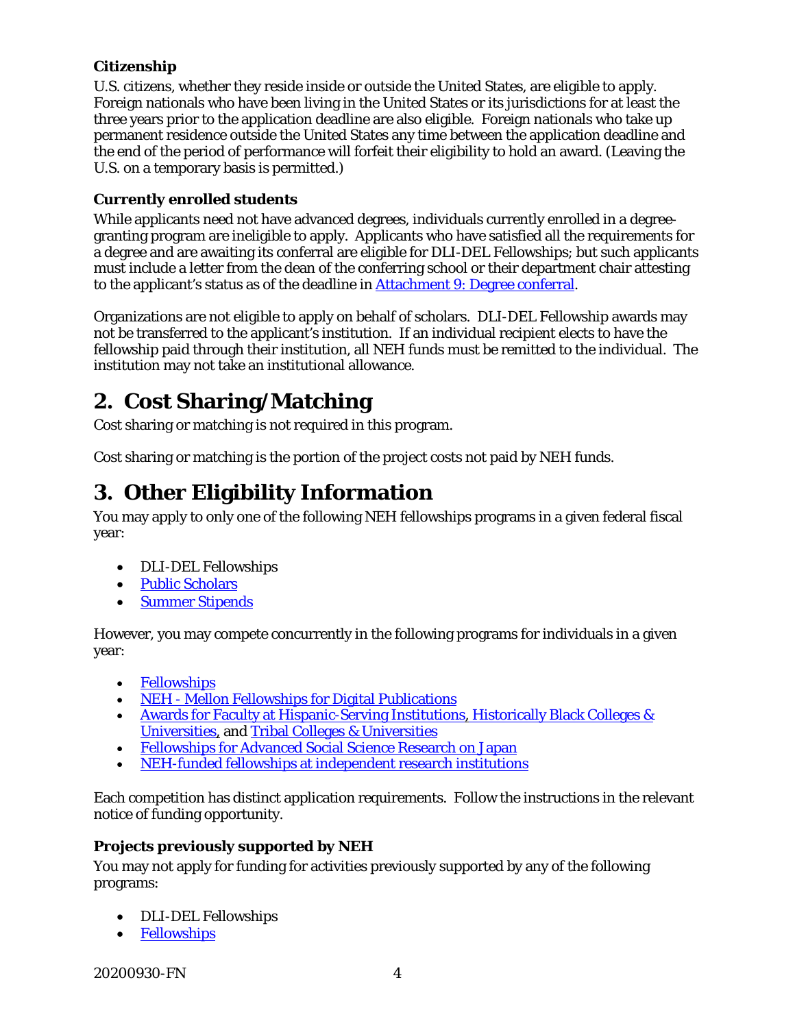**Citizenship**

U.S. citizens, whether they reside inside or outside the United States, are eligible to apply. Foreign nationals who have been living in the United States or its jurisdictions for at least the three years prior to the application deadline are also eligible. Foreign nationals who take up permanent residence outside the United States any time between the application deadline and the end of the period of performance will forfeit their eligibility to hold an award. (Leaving the U.S. on a temporary basis is permitted.)

**Currently enrolled students**

While applicants need not have advanced degrees, individuals currently enrolled in a degree-granting program are ineligible to apply. Applicants who have satisfied all the requirements for a degree and are awaiting its conferral are eligible for DLI-DEL Fellowships; but such applicants must include a letter from the dean of the conferring school or their department chair attesting to the applicant's status as of the deadline in Attachment 9: Degree conferral.

Organizations are not eligible to apply on behalf of scholars. DLI-DEL Fellowship awards may not be transferred to the applicant's institution. If an individual recipient elects to have the fellowship paid through their institution, all NEH funds must be remitted to the individual. The institution may not take an institutional allowance.

# 2. Cost Sharing/Matching

Cost sharing or matching is not required in this program.

Cost sharing or matching is the portion of the project costs not paid by NEH funds.

# 3. Other Eligibility Information

You may apply to only one of the following NEH fellowships programs in a given federal fiscal year:

- DLI-DEL Fellowships
- Public Scholars
- Summer Stipends

However, you may compete concurrently in the following programs for individuals in a given year:

- Fellowships
- NEH - Mellon Fellowships for Digital Publications
- Awards for Faculty at Hispanic-Serving Institutions, Historically Black Colleges & Universities, and Tribal Colleges & Universities
- Fellowships for Advanced Social Science Research on Japan
- NEH-funded fellowships at independent research institutions

Each competition has distinct application requirements. Follow the instructions in the relevant notice of funding opportunity.

**Projects previously supported by NEH**

You may not apply for funding for activities previously supported by any of the following programs:

- DLI-DEL Fellowships
- Fellowships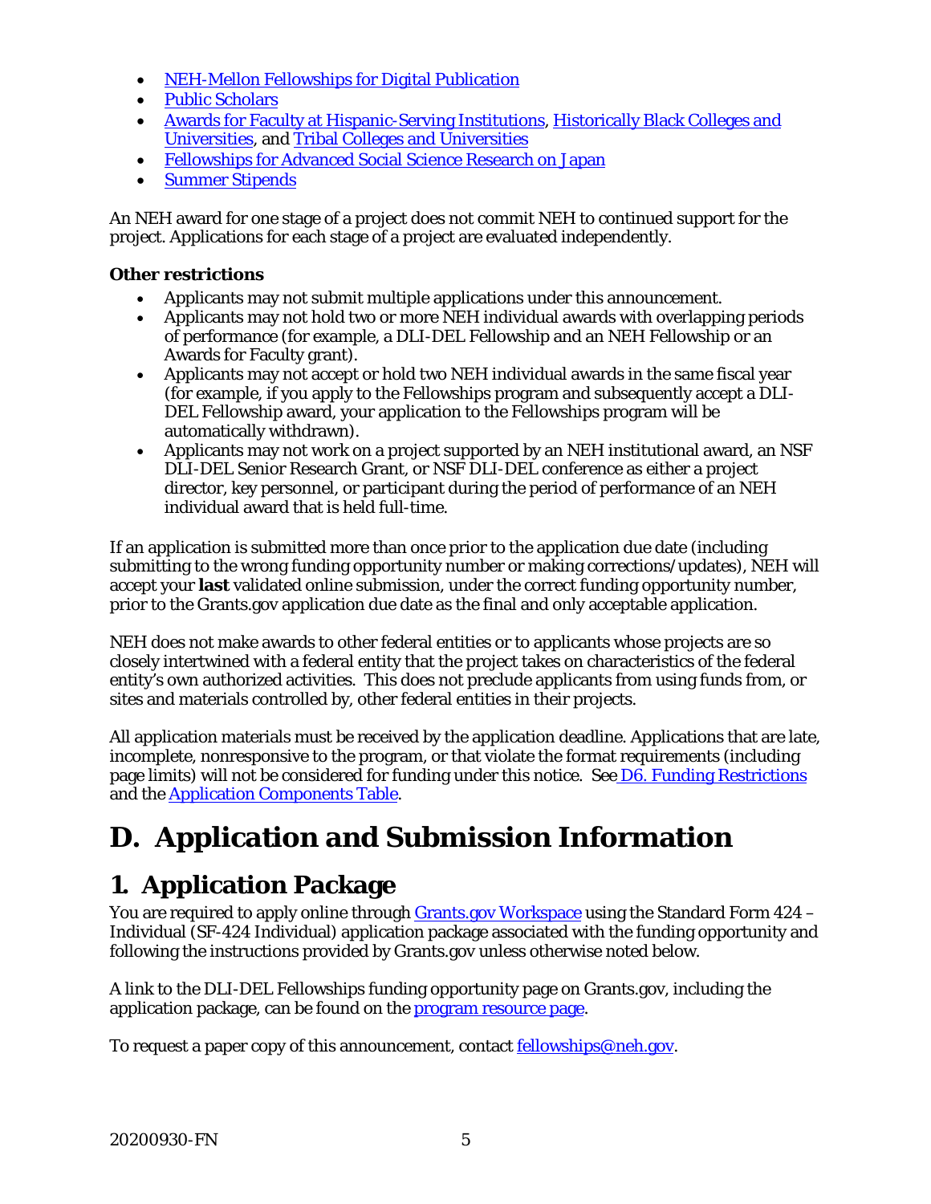- NEH-Mellon Fellowships for Digital Publication
- Public Scholars
- Awards for Faculty at Hispanic-Serving Institutions, Historically Black Colleges and Universities, and Tribal Colleges and Universities
- Fellowships for Advanced Social Science Research on Japan
- Summer Stipends

An NEH award for one stage of a project does not commit NEH to continued support for the project. Applications for each stage of a project are evaluated independently.

**Other restrictions**

- Applicants may not submit multiple applications under this announcement.
- Applicants may not hold two or more NEH individual awards with overlapping periods of performance (for example, a DLI-DEL Fellowship and an NEH Fellowship or an Awards for Faculty grant).
- Applicants may not accept or hold two NEH individual awards in the same fiscal year (for example, if you apply to the Fellowships program and subsequently accept a DLI-DEL Fellowship award, your application to the Fellowships program will be automatically withdrawn).
- Applicants may not work on a project supported by an NEH institutional award, an NSF DLI-DEL Senior Research Grant, or NSF DLI-DEL conference as either a project director, key personnel, or participant during the period of performance of an NEH individual award that is held full-time.

If an application is submitted more than once prior to the application due date (including submitting to the wrong funding opportunity number or making corrections/updates), NEH will accept your **last** validated online submission, under the correct funding opportunity number, prior to the Grants.gov application due date as the final and only acceptable application.

NEH does not make awards to other federal entities or to applicants whose projects are so closely intertwined with a federal entity that the project takes on characteristics of the federal entity's own authorized activities. This does not preclude applicants from using funds from, or sites and materials controlled by, other federal entities in their projects.

All application materials must be received by the application deadline. Applications that are late, incomplete, nonresponsive to the program, or that violate the format requirements (including page limits) will not be considered for funding under this notice. See D6. Funding Restrictions and the Application Components Table.

# D. Application and Submission Information

## 1. Application Package

You are required to apply online through Grants.gov Workspace using the Standard Form 424 – Individual (SF-424 Individual) application package associated with the funding opportunity and following the instructions provided by Grants.gov unless otherwise noted below.

A link to the DLI-DEL Fellowships funding opportunity page on Grants.gov, including the application package, can be found on the program resource page.

To request a paper copy of this announcement, contact fellowships@neh.gov.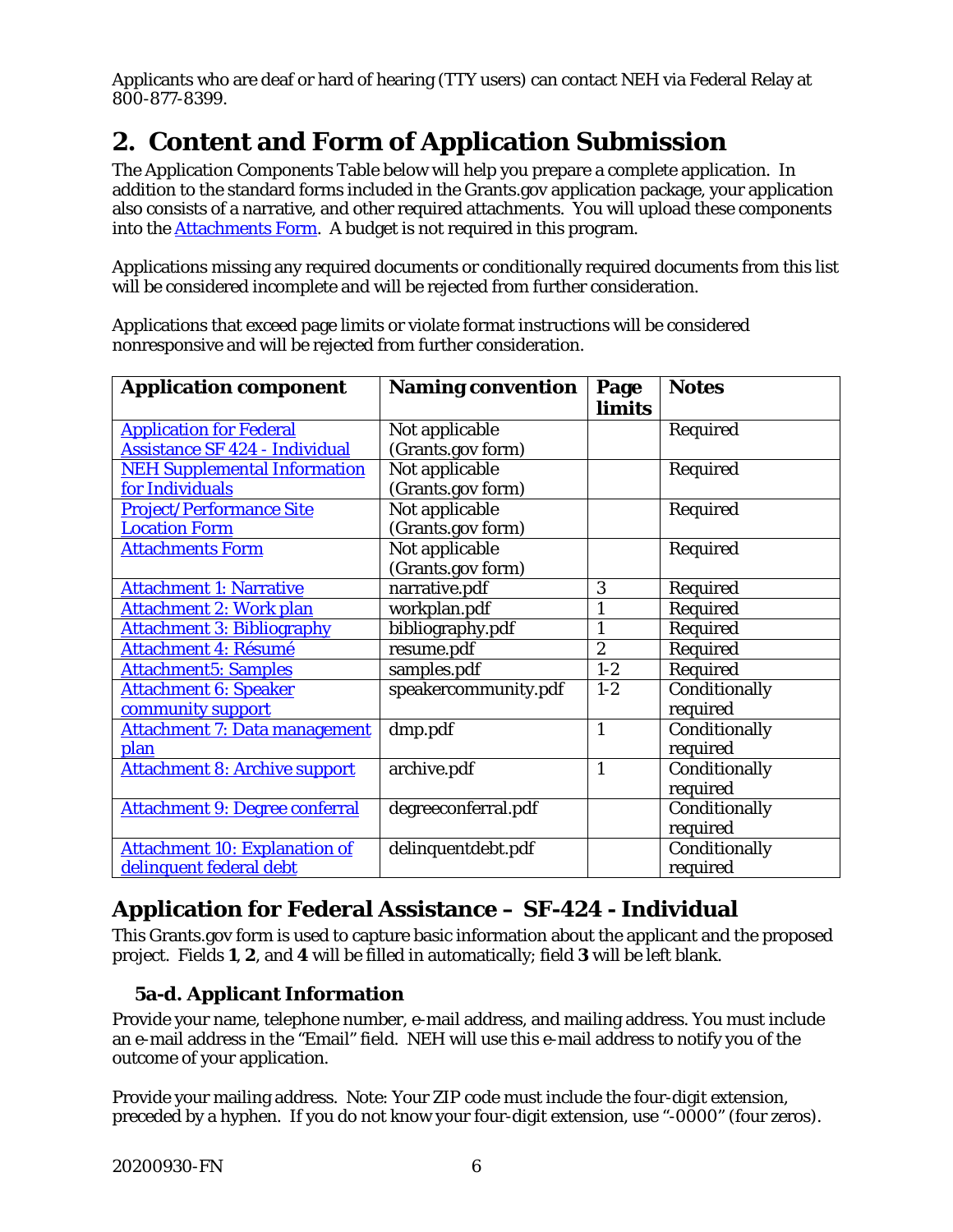Applicants who are deaf or hard of hearing (TTY users) can contact NEH via Federal Relay at 800-877-8399.

# 2. Content and Form of Application Submission

The Application Components Table below will help you prepare a complete application. In addition to the standard forms included in the Grants.gov application package, your application also consists of a narrative, and other required attachments. You will upload these components into the Attachments Form. A budget is not required in this program.

Applications missing any required documents or conditionally required documents from this list will be considered incomplete and will be rejected from further consideration.

Applications that exceed page limits or violate format instructions will be considered nonresponsive and will be rejected from further consideration.

| Application component | Naming convention | Page limits | Notes |
|---|---|---|---|
| Application for Federal Assistance SF 424 - Individual | Not applicable (Grants.gov form) | | Required |
| NEH Supplemental Information for Individuals | Not applicable (Grants.gov form) | | Required |
| Project/Performance Site Location Form | Not applicable (Grants.gov form) | | Required |
| Attachments Form | Not applicable (Grants.gov form) | | Required |
| Attachment 1: Narrative | narrative.pdf | 3 | Required |
| Attachment 2: Work plan | workplan.pdf | 1 | Required |
| Attachment 3: Bibliography | bibliography.pdf | 1 | Required |
| Attachment 4: Résumé | resume.pdf | 2 | Required |
| Attachment5: Samples | samples.pdf | 1-2 | Required |
| Attachment 6: Speaker community support | speakercommunity.pdf | 1-2 | Conditionally required |
| Attachment 7: Data management plan | dmp.pdf | 1 | Conditionally required |
| Attachment 8: Archive support | archive.pdf | 1 | Conditionally required |
| Attachment 9: Degree conferral | degreeconferral.pdf | | Conditionally required |
| Attachment 10: Explanation of delinquent federal debt | delinquentdebt.pdf | | Conditionally required |

## Application for Federal Assistance – SF-424 - Individual

This Grants.gov form is used to capture basic information about the applicant and the proposed project. Fields **1**, **2**, and **4** will be filled in automatically; field **3** will be left blank.

### 5a-d. Applicant Information

Provide your name, telephone number, e-mail address, and mailing address. You must include an e-mail address in the "Email" field. NEH will use this e-mail address to notify you of the outcome of your application.

Provide your mailing address. Note: Your ZIP code must include the four-digit extension, preceded by a hyphen. If you do not know your four-digit extension, use "-0000" (four zeros).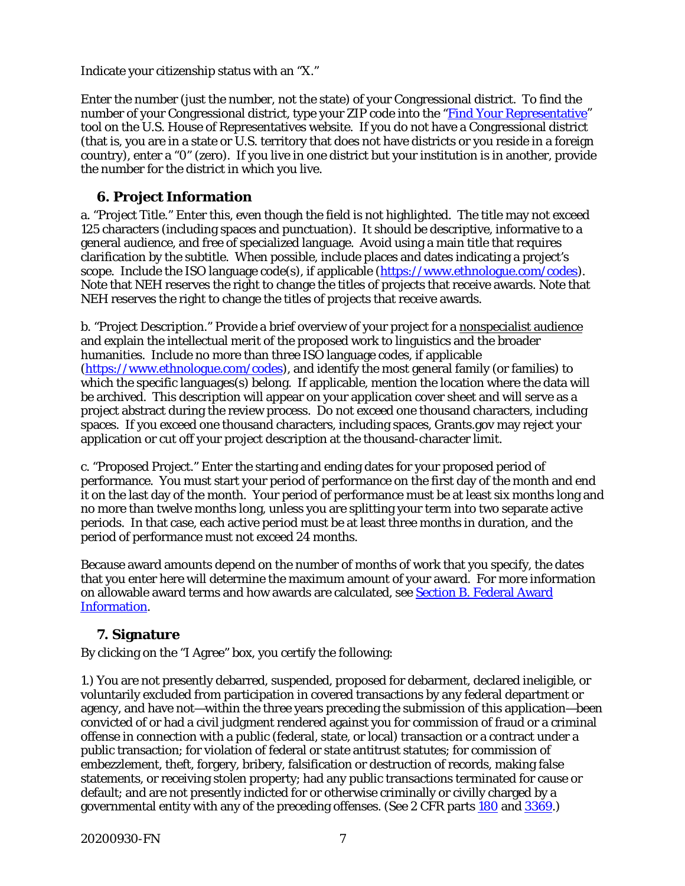Indicate your citizenship status with an "X."

Enter the number (just the number, not the state) of your Congressional district. To find the number of your Congressional district, type your ZIP code into the "[Find Your Representative](https://www.house.gov/representatives/find-your-representative)" tool on the U.S. House of Representatives website. If you do not have a Congressional district (that is, you are in a state or U.S. territory that does not have districts or you reside in a foreign country), enter a "0" (zero). If you live in one district but your institution is in another, provide the number for the district in which you live.

### 6. Project Information

a. "Project Title." Enter this, even though the field is not highlighted. The title may not exceed 125 characters (including spaces and punctuation). It should be descriptive, informative to a general audience, and free of specialized language. Avoid using a main title that requires clarification by the subtitle. When possible, include places and dates indicating a project's scope. Include the ISO language code(s), if applicable (https://www.ethnologue.com/codes). Note that NEH reserves the right to change the titles of projects that receive awards. Note that NEH reserves the right to change the titles of projects that receive awards.

b. "Project Description." Provide a brief overview of your project for a nonspecialist audience and explain the intellectual merit of the proposed work to linguistics and the broader humanities. Include no more than three ISO language codes, if applicable (https://www.ethnologue.com/codes), and identify the most general family (or families) to which the specific languages(s) belong. If applicable, mention the location where the data will be archived. This description will appear on your application cover sheet and will serve as a project abstract during the review process. Do not exceed one thousand characters, including spaces. If you exceed one thousand characters, including spaces, Grants.gov may reject your application or cut off your project description at the thousand-character limit.

c. "Proposed Project." Enter the starting and ending dates for your proposed period of performance. You must start your period of performance on the first day of the month and end it on the last day of the month. Your period of performance must be at least six months long and no more than twelve months long, unless you are splitting your term into two separate active periods. In that case, each active period must be at least three months in duration, and the period of performance must not exceed 24 months.

Because award amounts depend on the number of months of work that you specify, the dates that you enter here will determine the maximum amount of your award. For more information on allowable award terms and how awards are calculated, see Section B. Federal Award Information.

### 7. Signature

By clicking on the "I Agree" box, you certify the following:

1.) You are not presently debarred, suspended, proposed for debarment, declared ineligible, or voluntarily excluded from participation in covered transactions by any federal department or agency, and have not—within the three years preceding the submission of this application—been convicted of or had a civil judgment rendered against you for commission of fraud or a criminal offense in connection with a public (federal, state, or local) transaction or a contract under a public transaction; for violation of federal or state antitrust statutes; for commission of embezzlement, theft, forgery, bribery, falsification or destruction of records, making false statements, or receiving stolen property; had any public transactions terminated for cause or default; and are not presently indicted for or otherwise criminally or civilly charged by a governmental entity with any of the preceding offenses. (See 2 CFR parts 180 and 3369.)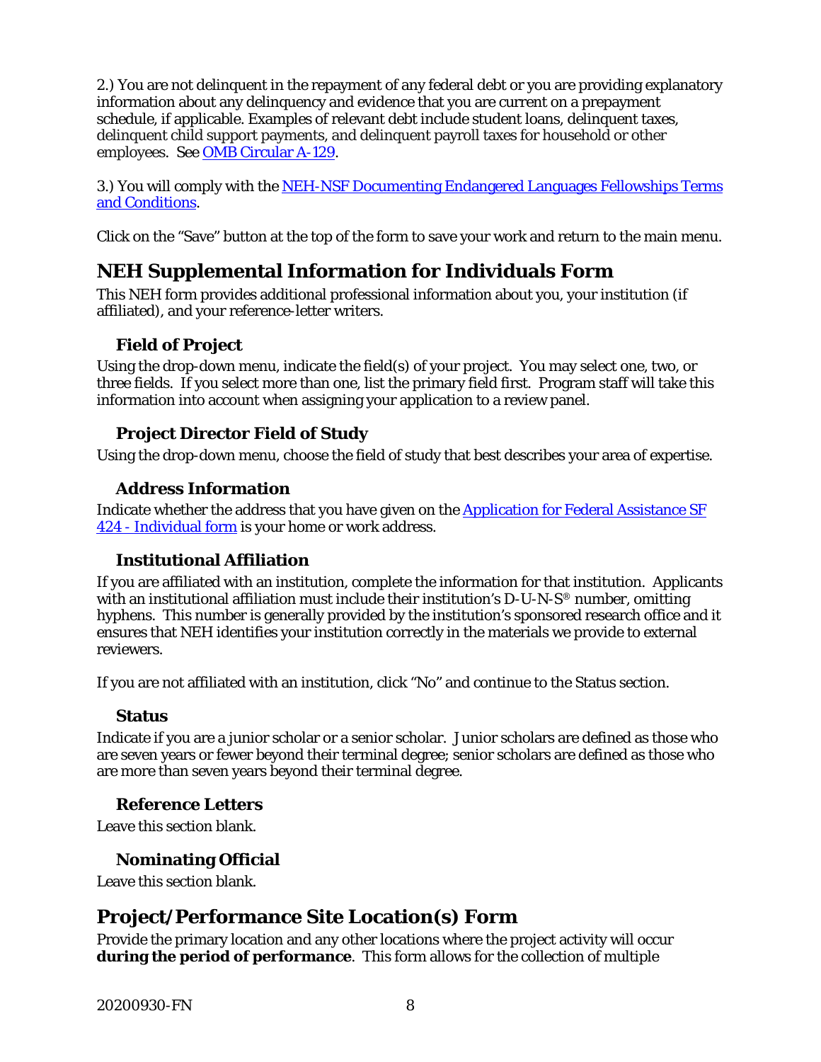2.) You are not delinquent in the repayment of any federal debt or you are providing explanatory information about any delinquency and evidence that you are current on a prepayment schedule, if applicable. Examples of relevant debt include student loans, delinquent taxes, delinquent child support payments, and delinquent payroll taxes for household or other employees. See [OMB Circular A-129](#).

3.) You will comply with the [NEH-NSF Documenting Endangered Languages Fellowships Terms and Conditions](#).

Click on the "Save" button at the top of the form to save your work and return to the main menu.

## NEH Supplemental Information for Individuals Form

This NEH form provides additional professional information about you, your institution (if affiliated), and your reference-letter writers.

### Field of Project

Using the drop-down menu, indicate the field(s) of your project. You may select one, two, or three fields. If you select more than one, list the primary field first. Program staff will take this information into account when assigning your application to a review panel.

### Project Director Field of Study

Using the drop-down menu, choose the field of study that best describes your area of expertise.

### Address Information

Indicate whether the address that you have given on the [Application for Federal Assistance SF 424 - Individual form](#) is your home or work address.

### Institutional Affiliation

If you are affiliated with an institution, complete the information for that institution. Applicants with an institutional affiliation must include their institution's D-U-N-S® number, omitting hyphens. This number is generally provided by the institution's sponsored research office and it ensures that NEH identifies your institution correctly in the materials we provide to external reviewers.

If you are not affiliated with an institution, click "No" and continue to the Status section.

### Status

Indicate if you are a junior scholar or a senior scholar. Junior scholars are defined as those who are seven years or fewer beyond their terminal degree; senior scholars are defined as those who are more than seven years beyond their terminal degree.

### Reference Letters

Leave this section blank.

### Nominating Official

Leave this section blank.

## Project/Performance Site Location(s) Form

Provide the primary location and any other locations where the project activity will occur **during the period of performance**. This form allows for the collection of multiple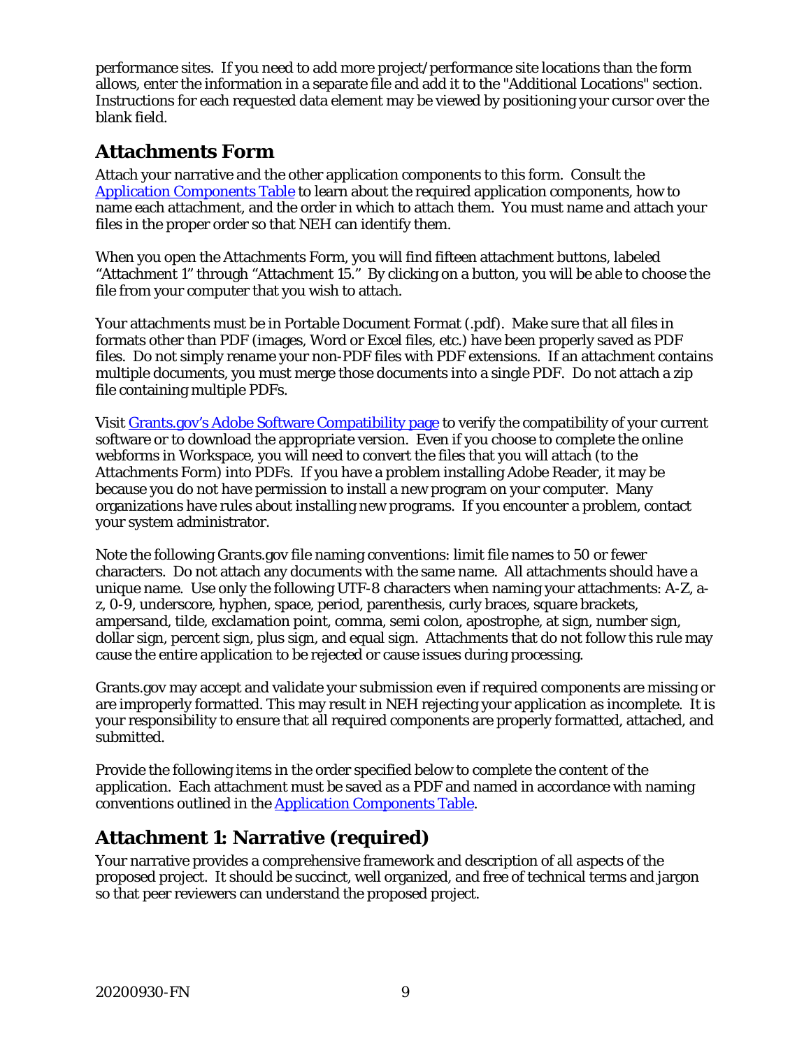performance sites. If you need to add more project/performance site locations than the form allows, enter the information in a separate file and add it to the "Additional Locations" section. Instructions for each requested data element may be viewed by positioning your cursor over the blank field.

## Attachments Form

Attach your narrative and the other application components to this form. Consult the Application Components Table to learn about the required application components, how to name each attachment, and the order in which to attach them. You must name and attach your files in the proper order so that NEH can identify them.

When you open the Attachments Form, you will find fifteen attachment buttons, labeled "Attachment 1" through "Attachment 15." By clicking on a button, you will be able to choose the file from your computer that you wish to attach.

Your attachments must be in Portable Document Format (.pdf). Make sure that all files in formats other than PDF (images, Word or Excel files, etc.) have been properly saved as PDF files. Do not simply rename your non-PDF files with PDF extensions. If an attachment contains multiple documents, you must merge those documents into a single PDF. Do not attach a zip file containing multiple PDFs.

Visit Grants.gov's Adobe Software Compatibility page to verify the compatibility of your current software or to download the appropriate version. Even if you choose to complete the online webforms in Workspace, you will need to convert the files that you will attach (to the Attachments Form) into PDFs. If you have a problem installing Adobe Reader, it may be because you do not have permission to install a new program on your computer. Many organizations have rules about installing new programs. If you encounter a problem, contact your system administrator.

Note the following Grants.gov file naming conventions: limit file names to 50 or fewer characters. Do not attach any documents with the same name. All attachments should have a unique name. Use only the following UTF-8 characters when naming your attachments: A-Z, a-z, 0-9, underscore, hyphen, space, period, parenthesis, curly braces, square brackets, ampersand, tilde, exclamation point, comma, semi colon, apostrophe, at sign, number sign, dollar sign, percent sign, plus sign, and equal sign. Attachments that do not follow this rule may cause the entire application to be rejected or cause issues during processing.

Grants.gov may accept and validate your submission even if required components are missing or are improperly formatted. This may result in NEH rejecting your application as incomplete. It is your responsibility to ensure that all required components are properly formatted, attached, and submitted.

Provide the following items in the order specified below to complete the content of the application. Each attachment must be saved as a PDF and named in accordance with naming conventions outlined in the Application Components Table.

## Attachment 1: Narrative (required)

Your narrative provides a comprehensive framework and description of all aspects of the proposed project. It should be succinct, well organized, and free of technical terms and jargon so that peer reviewers can understand the proposed project.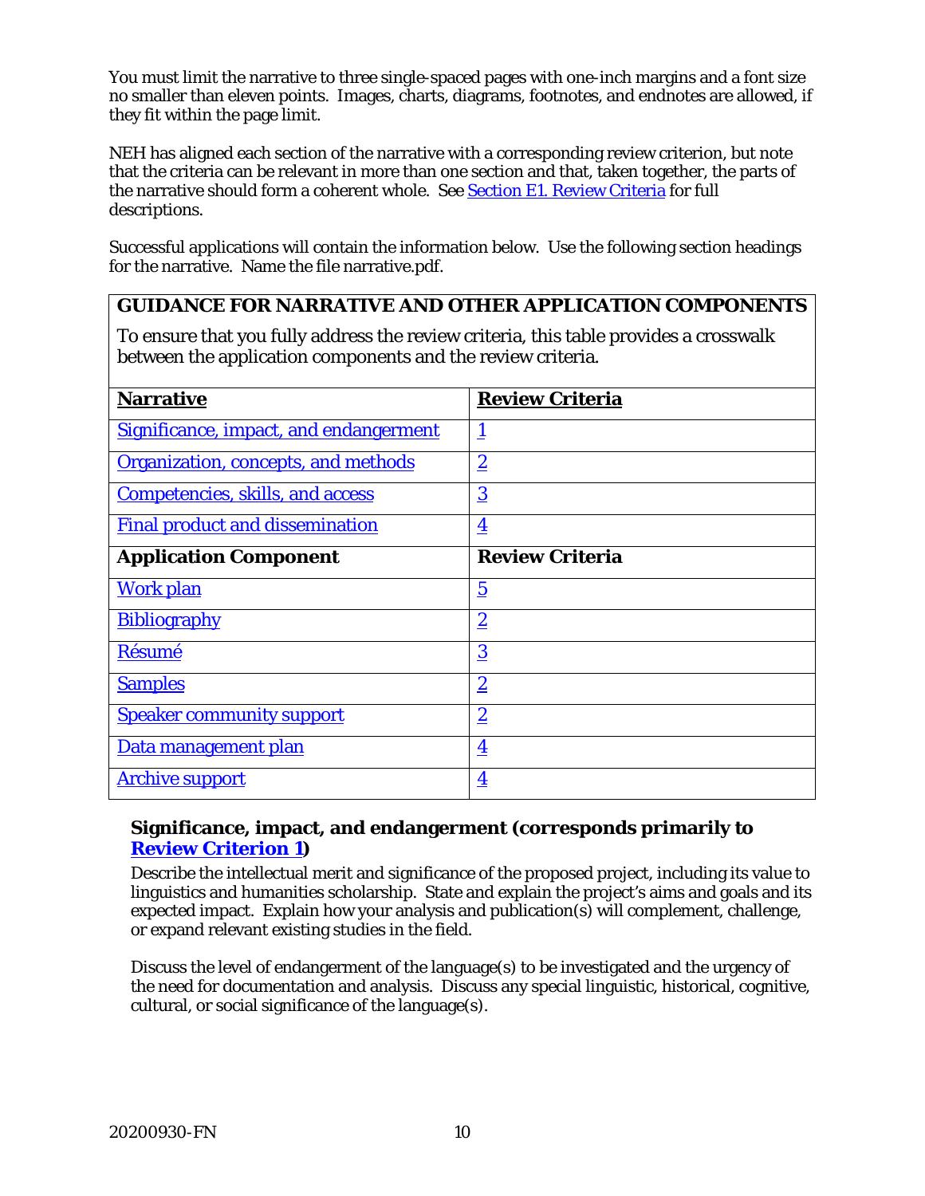You must limit the narrative to three single-spaced pages with one-inch margins and a font size no smaller than eleven points. Images, charts, diagrams, footnotes, and endnotes are allowed, if they fit within the page limit.

NEH has aligned each section of the narrative with a corresponding review criterion, but note that the criteria can be relevant in more than one section and that, taken together, the parts of the narrative should form a coherent whole. See Section E1. Review Criteria for full descriptions.

Successful applications will contain the information below. Use the following section headings for the narrative. Name the file narrative.pdf.

**GUIDANCE FOR NARRATIVE AND OTHER APPLICATION COMPONENTS**

To ensure that you fully address the review criteria, this table provides a crosswalk between the application components and the review criteria.

| **Narrative** | **Review Criteria** |
|---|---|
| Significance, impact, and endangerment | 1 |
| Organization, concepts, and methods | 2 |
| Competencies, skills, and access | 3 |
| Final product and dissemination | 4 |
| **Application Component** | **Review Criteria** |
| Work plan | 5 |
| Bibliography | 2 |
| Résumé | 3 |
| Samples | 2 |
| Speaker community support | 2 |
| Data management plan | 4 |
| Archive support | 4 |

### Significance, impact, and endangerment (corresponds primarily to Review Criterion 1)

Describe the intellectual merit and significance of the proposed project, including its value to linguistics and humanities scholarship. State and explain the project's aims and goals and its expected impact. Explain how your analysis and publication(s) will complement, challenge, or expand relevant existing studies in the field.

Discuss the level of endangerment of the language(s) to be investigated and the urgency of the need for documentation and analysis. Discuss any special linguistic, historical, cognitive, cultural, or social significance of the language(s).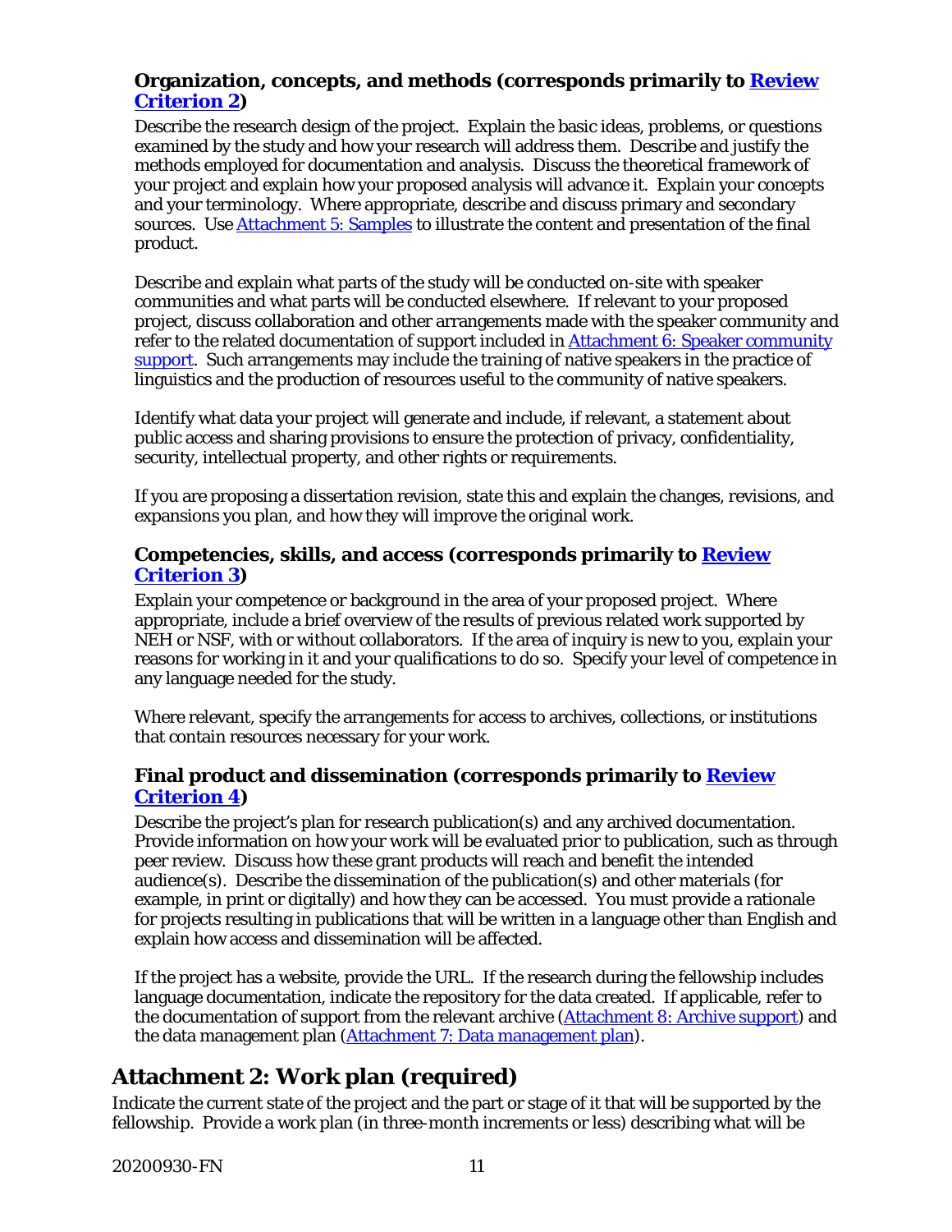### Organization, concepts, and methods (corresponds primarily to Review Criterion 2)

Describe the research design of the project. Explain the basic ideas, problems, or questions examined by the study and how your research will address them. Describe and justify the methods employed for documentation and analysis. Discuss the theoretical framework of your project and explain how your proposed analysis will advance it. Explain your concepts and your terminology. Where appropriate, describe and discuss primary and secondary sources. Use Attachment 5: Samples to illustrate the content and presentation of the final product.

Describe and explain what parts of the study will be conducted on-site with speaker communities and what parts will be conducted elsewhere. If relevant to your proposed project, discuss collaboration and other arrangements made with the speaker community and refer to the related documentation of support included in Attachment 6: Speaker community support. Such arrangements may include the training of native speakers in the practice of linguistics and the production of resources useful to the community of native speakers.

Identify what data your project will generate and include, if relevant, a statement about public access and sharing provisions to ensure the protection of privacy, confidentiality, security, intellectual property, and other rights or requirements.

If you are proposing a dissertation revision, state this and explain the changes, revisions, and expansions you plan, and how they will improve the original work.

### Competencies, skills, and access (corresponds primarily to Review Criterion 3)

Explain your competence or background in the area of your proposed project. Where appropriate, include a brief overview of the results of previous related work supported by NEH or NSF, with or without collaborators. If the area of inquiry is new to you, explain your reasons for working in it and your qualifications to do so. Specify your level of competence in any language needed for the study.

Where relevant, specify the arrangements for access to archives, collections, or institutions that contain resources necessary for your work.

### Final product and dissemination (corresponds primarily to Review Criterion 4)

Describe the project's plan for research publication(s) and any archived documentation. Provide information on how your work will be evaluated prior to publication, such as through peer review. Discuss how these grant products will reach and benefit the intended audience(s). Describe the dissemination of the publication(s) and other materials (for example, in print or digitally) and how they can be accessed. You must provide a rationale for projects resulting in publications that will be written in a language other than English and explain how access and dissemination will be affected.

If the project has a website, provide the URL. If the research during the fellowship includes language documentation, indicate the repository for the data created. If applicable, refer to the documentation of support from the relevant archive (Attachment 8: Archive support) and the data management plan (Attachment 7: Data management plan).

## Attachment 2: Work plan (required)

Indicate the current state of the project and the part or stage of it that will be supported by the fellowship. Provide a work plan (in three-month increments or less) describing what will be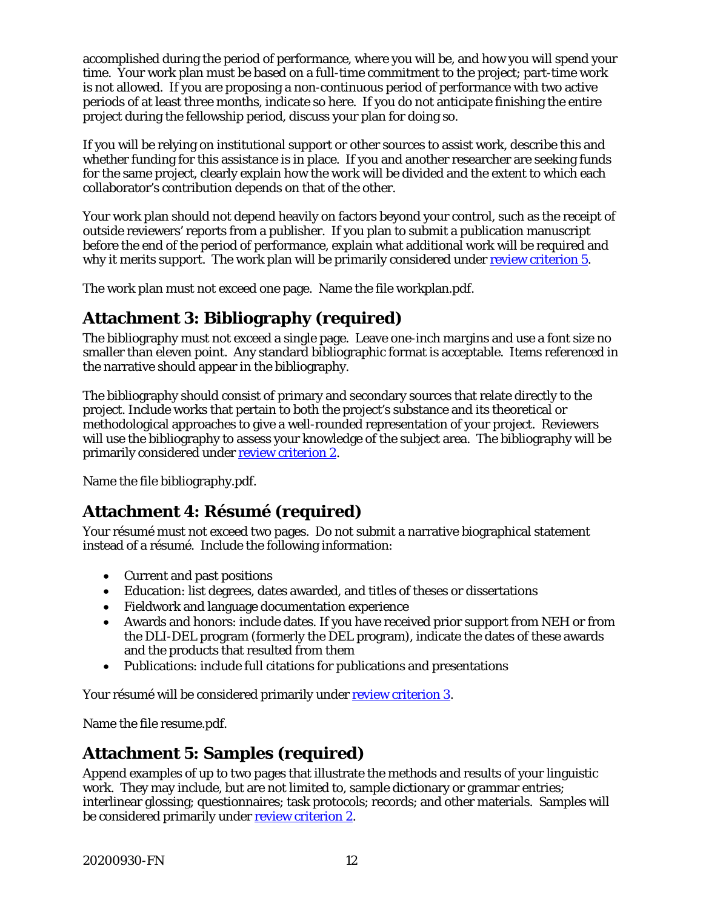accomplished during the period of performance, where you will be, and how you will spend your time. Your work plan must be based on a full-time commitment to the project; part-time work is not allowed. If you are proposing a non-continuous period of performance with two active periods of at least three months, indicate so here. If you do not anticipate finishing the entire project during the fellowship period, discuss your plan for doing so.

If you will be relying on institutional support or other sources to assist work, describe this and whether funding for this assistance is in place. If you and another researcher are seeking funds for the same project, clearly explain how the work will be divided and the extent to which each collaborator's contribution depends on that of the other.

Your work plan should not depend heavily on factors beyond your control, such as the receipt of outside reviewers' reports from a publisher. If you plan to submit a publication manuscript before the end of the period of performance, explain what additional work will be required and why it merits support. The work plan will be primarily considered under review criterion 5.

The work plan must not exceed one page. Name the file workplan.pdf.

## Attachment 3: Bibliography (required)

The bibliography must not exceed a single page. Leave one-inch margins and use a font size no smaller than eleven point. Any standard bibliographic format is acceptable. Items referenced in the narrative should appear in the bibliography.

The bibliography should consist of primary and secondary sources that relate directly to the project. Include works that pertain to both the project's substance and its theoretical or methodological approaches to give a well-rounded representation of your project. Reviewers will use the bibliography to assess your knowledge of the subject area. The bibliography will be primarily considered under review criterion 2.

Name the file bibliography.pdf.

## Attachment 4: Résumé (required)

Your résumé must not exceed two pages. Do not submit a narrative biographical statement instead of a résumé. Include the following information:

- Current and past positions
- Education: list degrees, dates awarded, and titles of theses or dissertations
- Fieldwork and language documentation experience
- Awards and honors: include dates. If you have received prior support from NEH or from the DLI-DEL program (formerly the DEL program), indicate the dates of these awards and the products that resulted from them
- Publications: include full citations for publications and presentations

Your résumé will be considered primarily under review criterion 3.

Name the file resume.pdf.

## Attachment 5: Samples (required)

Append examples of up to two pages that illustrate the methods and results of your linguistic work. They may include, but are not limited to, sample dictionary or grammar entries; interlinear glossing; questionnaires; task protocols; records; and other materials. Samples will be considered primarily under review criterion 2.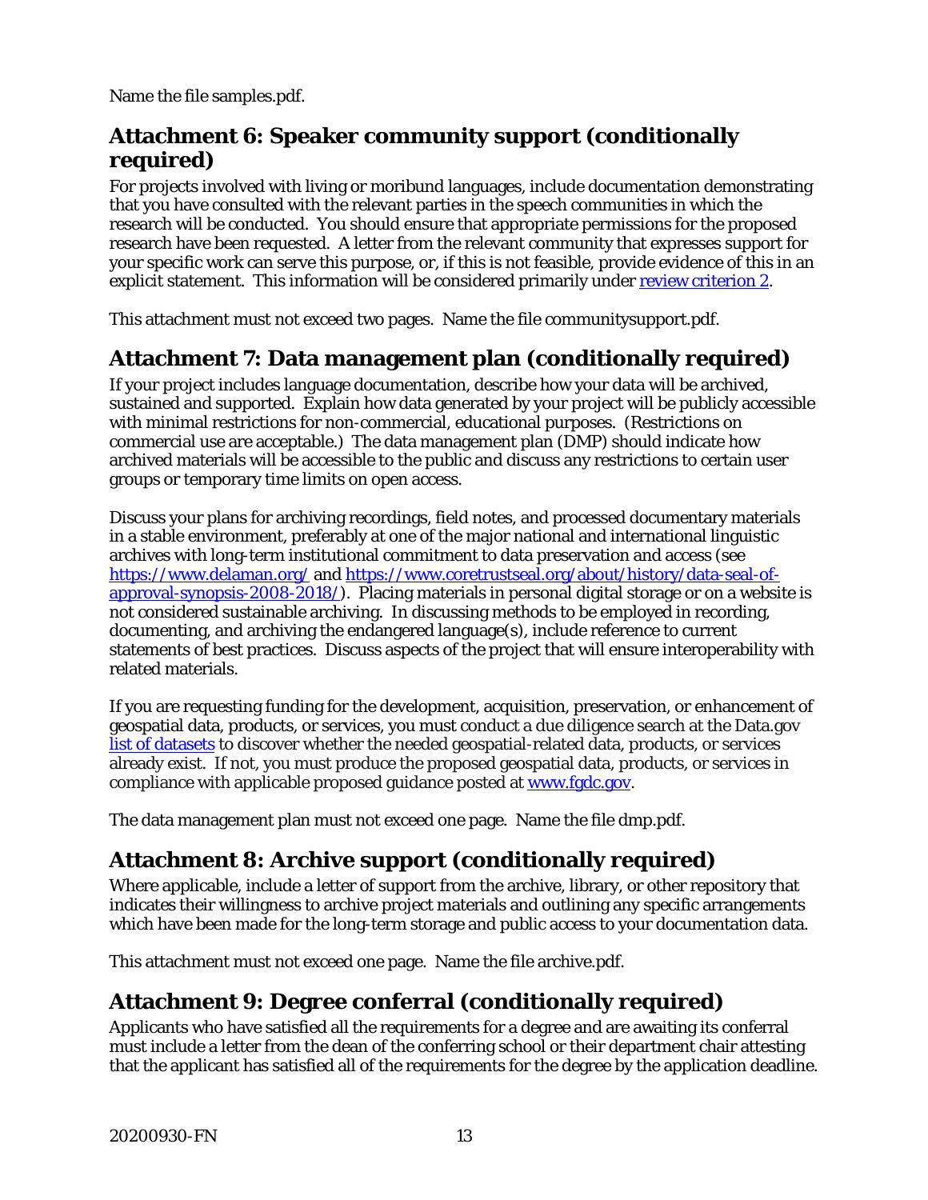Name the file samples.pdf.

## Attachment 6: Speaker community support (conditionally required)

For projects involved with living or moribund languages, include documentation demonstrating that you have consulted with the relevant parties in the speech communities in which the research will be conducted. You should ensure that appropriate permissions for the proposed research have been requested. A letter from the relevant community that expresses support for your specific work can serve this purpose, or, if this is not feasible, provide evidence of this in an explicit statement. This information will be considered primarily under [review criterion 2](#).

This attachment must not exceed two pages. Name the file communitysupport.pdf.

## Attachment 7: Data management plan (conditionally required)

If your project includes language documentation, describe how your data will be archived, sustained and supported. Explain how data generated by your project will be publicly accessible with minimal restrictions for non-commercial, educational purposes. (Restrictions on commercial use are acceptable.) The data management plan (DMP) should indicate how archived materials will be accessible to the public and discuss any restrictions to certain user groups or temporary time limits on open access.

Discuss your plans for archiving recordings, field notes, and processed documentary materials in a stable environment, preferably at one of the major national and international linguistic archives with long-term institutional commitment to data preservation and access (see [https://www.delaman.org/](https://www.delaman.org/) and [https://www.coretrustseal.org/about/history/data-seal-of-approval-synopsis-2008-2018/](https://www.coretrustseal.org/about/history/data-seal-of-approval-synopsis-2008-2018/)). Placing materials in personal digital storage or on a website is not considered sustainable archiving. In discussing methods to be employed in recording, documenting, and archiving the endangered language(s), include reference to current statements of best practices. Discuss aspects of the project that will ensure interoperability with related materials.

If you are requesting funding for the development, acquisition, preservation, or enhancement of geospatial data, products, or services, you must conduct a due diligence search at the Data.gov [list of datasets](#) to discover whether the needed geospatial-related data, products, or services already exist. If not, you must produce the proposed geospatial data, products, or services in compliance with applicable proposed guidance posted at [www.fgdc.gov](http://www.fgdc.gov).

The data management plan must not exceed one page. Name the file dmp.pdf.

## Attachment 8: Archive support (conditionally required)

Where applicable, include a letter of support from the archive, library, or other repository that indicates their willingness to archive project materials and outlining any specific arrangements which have been made for the long-term storage and public access to your documentation data.

This attachment must not exceed one page. Name the file archive.pdf.

## Attachment 9: Degree conferral (conditionally required)

Applicants who have satisfied all the requirements for a degree and are awaiting its conferral must include a letter from the dean of the conferring school or their department chair attesting that the applicant has satisfied all of the requirements for the degree by the application deadline.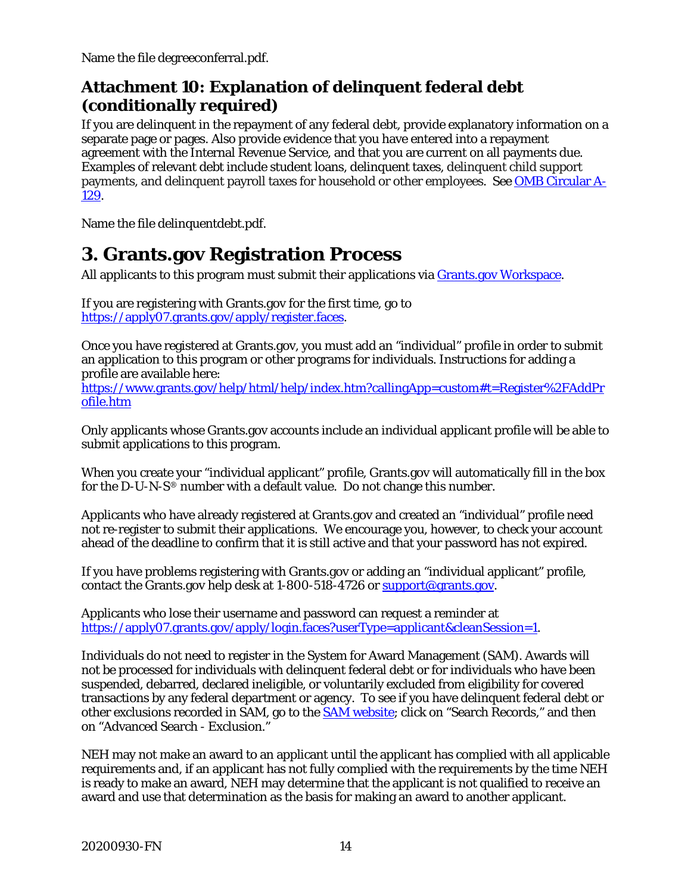Name the file degreeconferral.pdf.

### Attachment 10: Explanation of delinquent federal debt (conditionally required)

If you are delinquent in the repayment of any federal debt, provide explanatory information on a separate page or pages. Also provide evidence that you have entered into a repayment agreement with the Internal Revenue Service, and that you are current on all payments due. Examples of relevant debt include student loans, delinquent taxes, delinquent child support payments, and delinquent payroll taxes for household or other employees. See [OMB Circular A-129](#).

Name the file delinquentdebt.pdf.

## 3. Grants.gov Registration Process

All applicants to this program must submit their applications via [Grants.gov Workspace](#).

If you are registering with Grants.gov for the first time, go to [https://apply07.grants.gov/apply/register.faces](https://apply07.grants.gov/apply/register.faces).

Once you have registered at Grants.gov, you must add an "individual" profile in order to submit an application to this program or other programs for individuals. Instructions for adding a profile are available here:
[https://www.grants.gov/help/html/help/index.htm?callingApp=custom#t=Register%2FAddProfile.htm](https://www.grants.gov/help/html/help/index.htm?callingApp=custom#t=Register%2FAddProfile.htm)

Only applicants whose Grants.gov accounts include an individual applicant profile will be able to submit applications to this program.

When you create your "individual applicant" profile, Grants.gov will automatically fill in the box for the D-U-N-S® number with a default value. Do not change this number.

Applicants who have already registered at Grants.gov and created an "individual" profile need not re-register to submit their applications. We encourage you, however, to check your account ahead of the deadline to confirm that it is still active and that your password has not expired.

If you have problems registering with Grants.gov or adding an "individual applicant" profile, contact the Grants.gov help desk at 1-800-518-4726 or [support@grants.gov](mailto:support@grants.gov).

Applicants who lose their username and password can request a reminder at [https://apply07.grants.gov/apply/login.faces?userType=applicant&cleanSession=1](https://apply07.grants.gov/apply/login.faces?userType=applicant&cleanSession=1).

Individuals do not need to register in the System for Award Management (SAM). Awards will not be processed for individuals with delinquent federal debt or for individuals who have been suspended, debarred, declared ineligible, or voluntarily excluded from eligibility for covered transactions by any federal department or agency. To see if you have delinquent federal debt or other exclusions recorded in SAM, go to the [SAM website](#); click on "Search Records," and then on "Advanced Search - Exclusion."

NEH may not make an award to an applicant until the applicant has complied with all applicable requirements and, if an applicant has not fully complied with the requirements by the time NEH is ready to make an award, NEH may determine that the applicant is not qualified to receive an award and use that determination as the basis for making an award to another applicant.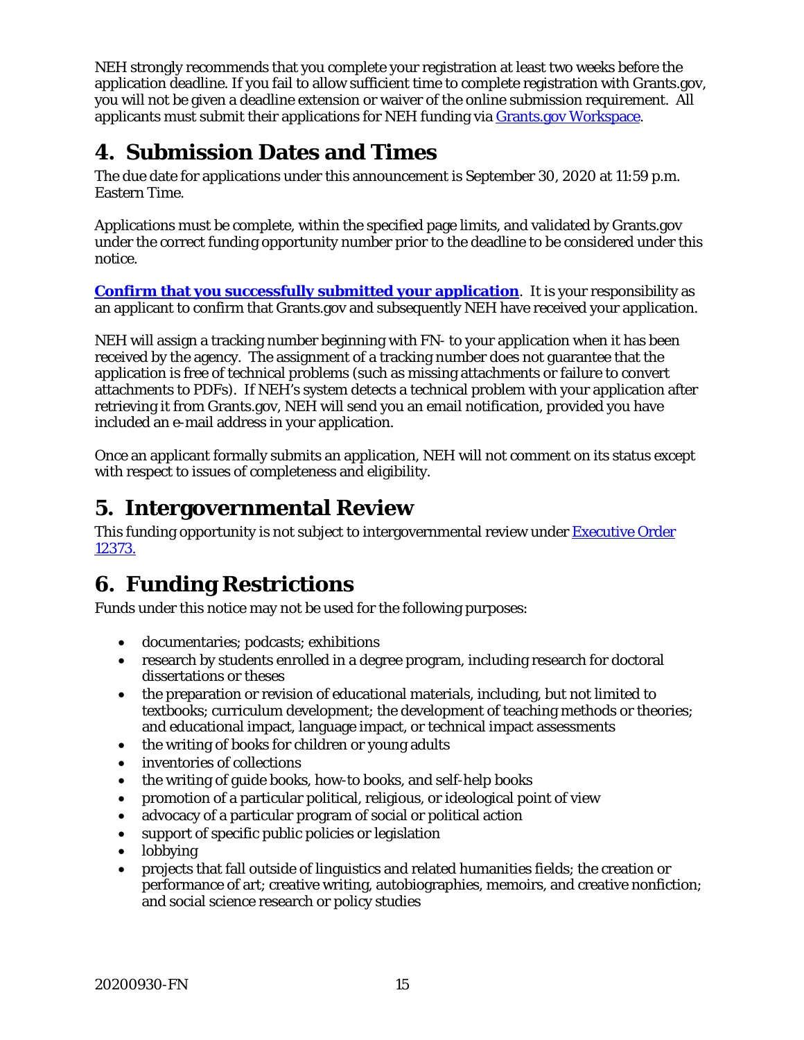NEH strongly recommends that you complete your registration at least two weeks before the application deadline. If you fail to allow sufficient time to complete registration with Grants.gov, you will not be given a deadline extension or waiver of the online submission requirement. All applicants must submit their applications for NEH funding via [Grants.gov Workspace](Grants.gov Workspace).

## 4. Submission Dates and Times

The due date for applications under this announcement is September 30, 2020 at 11:59 p.m. Eastern Time.

Applications must be complete, within the specified page limits, and validated by Grants.gov under the correct funding opportunity number prior to the deadline to be considered under this notice.

**[Confirm that you successfully submitted your application](Confirm that you successfully submitted your application)**. It is your responsibility as an applicant to confirm that Grants.gov and subsequently NEH have received your application.

NEH will assign a tracking number beginning with FN- to your application when it has been received by the agency. The assignment of a tracking number does not guarantee that the application is free of technical problems (such as missing attachments or failure to convert attachments to PDFs). If NEH's system detects a technical problem with your application after retrieving it from Grants.gov, NEH will send you an email notification, provided you have included an e-mail address in your application.

Once an applicant formally submits an application, NEH will not comment on its status except with respect to issues of completeness and eligibility.

## 5. Intergovernmental Review

This funding opportunity is not subject to intergovernmental review under [Executive Order 12373.](Executive Order 12373.)

## 6. Funding Restrictions

Funds under this notice may not be used for the following purposes:

- documentaries; podcasts; exhibitions
- research by students enrolled in a degree program, including research for doctoral dissertations or theses
- the preparation or revision of educational materials, including, but not limited to textbooks; curriculum development; the development of teaching methods or theories; and educational impact, language impact, or technical impact assessments
- the writing of books for children or young adults
- inventories of collections
- the writing of guide books, how-to books, and self-help books
- promotion of a particular political, religious, or ideological point of view
- advocacy of a particular program of social or political action
- support of specific public policies or legislation
- lobbying
- projects that fall outside of linguistics and related humanities fields; the creation or performance of art; creative writing, autobiographies, memoirs, and creative nonfiction; and social science research or policy studies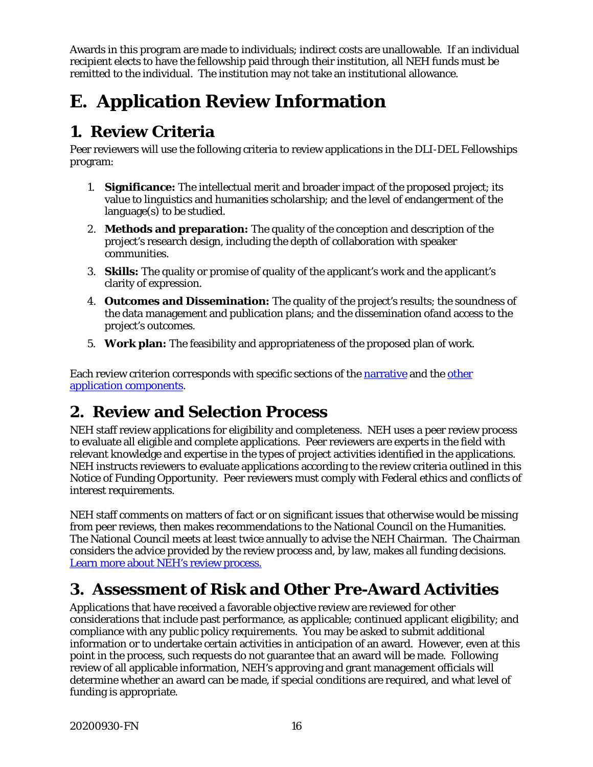Awards in this program are made to individuals; indirect costs are unallowable. If an individual recipient elects to have the fellowship paid through their institution, all NEH funds must be remitted to the individual. The institution may not take an institutional allowance.

# E. Application Review Information

## 1. Review Criteria

Peer reviewers will use the following criteria to review applications in the DLI-DEL Fellowships program:

1. **Significance:** The intellectual merit and broader impact of the proposed project; its value to linguistics and humanities scholarship; and the level of endangerment of the language(s) to be studied.
2. **Methods and preparation:** The quality of the conception and description of the project's research design, including the depth of collaboration with speaker communities.
3. **Skills:** The quality or promise of quality of the applicant's work and the applicant's clarity of expression.
4. **Outcomes and Dissemination:** The quality of the project's results; the soundness of the data management and publication plans; and the dissemination ofand access to the project's outcomes.
5. **Work plan:** The feasibility and appropriateness of the proposed plan of work.

Each review criterion corresponds with specific sections of the [narrative]() and the [other application components]().

## 2. Review and Selection Process

NEH staff review applications for eligibility and completeness. NEH uses a peer review process to evaluate all eligible and complete applications. Peer reviewers are experts in the field with relevant knowledge and expertise in the types of project activities identified in the applications. NEH instructs reviewers to evaluate applications according to the review criteria outlined in this Notice of Funding Opportunity. Peer reviewers must comply with Federal ethics and conflicts of interest requirements.

NEH staff comments on matters of fact or on significant issues that otherwise would be missing from peer reviews, then makes recommendations to the National Council on the Humanities. The National Council meets at least twice annually to advise the NEH Chairman. The Chairman considers the advice provided by the review process and, by law, makes all funding decisions. [Learn more about NEH's review process.]()

## 3. Assessment of Risk and Other Pre-Award Activities

Applications that have received a favorable objective review are reviewed for other considerations that include past performance, as applicable; continued applicant eligibility; and compliance with any public policy requirements. You may be asked to submit additional information or to undertake certain activities in anticipation of an award. However, even at this point in the process, such requests do not guarantee that an award will be made. Following review of all applicable information, NEH's approving and grant management officials will determine whether an award can be made, if special conditions are required, and what level of funding is appropriate.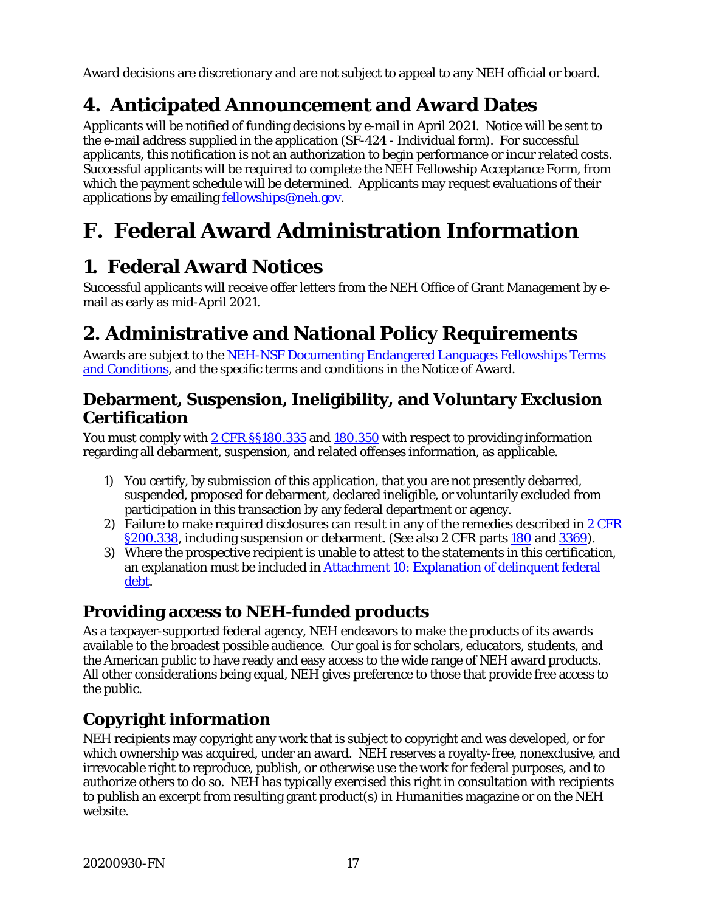Award decisions are discretionary and are not subject to appeal to any NEH official or board.

## 4. Anticipated Announcement and Award Dates

Applicants will be notified of funding decisions by e-mail in April 2021. Notice will be sent to the e-mail address supplied in the application (SF-424 - Individual form). For successful applicants, this notification is not an authorization to begin performance or incur related costs. Successful applicants will be required to complete the NEH Fellowship Acceptance Form, from which the payment schedule will be determined. Applicants may request evaluations of their applications by emailing [fellowships@neh.gov](mailto:fellowships@neh.gov).

# F. Federal Award Administration Information

## 1. Federal Award Notices

Successful applicants will receive offer letters from the NEH Office of Grant Management by e-mail as early as mid-April 2021.

## 2. Administrative and National Policy Requirements

Awards are subject to the NEH-NSF Documenting Endangered Languages Fellowships Terms and Conditions, and the specific terms and conditions in the Notice of Award.

### Debarment, Suspension, Ineligibility, and Voluntary Exclusion Certification

You must comply with 2 CFR §§180.335 and 180.350 with respect to providing information regarding all debarment, suspension, and related offenses information, as applicable.

1) You certify, by submission of this application, that you are not presently debarred, suspended, proposed for debarment, declared ineligible, or voluntarily excluded from participation in this transaction by any federal department or agency.
2) Failure to make required disclosures can result in any of the remedies described in 2 CFR §200.338, including suspension or debarment. (See also 2 CFR parts 180 and 3369).
3) Where the prospective recipient is unable to attest to the statements in this certification, an explanation must be included in Attachment 10: Explanation of delinquent federal debt.

### Providing access to NEH-funded products

As a taxpayer-supported federal agency, NEH endeavors to make the products of its awards available to the broadest possible audience. Our goal is for scholars, educators, students, and the American public to have ready and easy access to the wide range of NEH award products. All other considerations being equal, NEH gives preference to those that provide free access to the public.

### Copyright information

NEH recipients may copyright any work that is subject to copyright and was developed, or for which ownership was acquired, under an award. NEH reserves a royalty-free, nonexclusive, and irrevocable right to reproduce, publish, or otherwise use the work for federal purposes, and to authorize others to do so. NEH has typically exercised this right in consultation with recipients to publish an excerpt from resulting grant product(s) in *Humanities* magazine or on the NEH website.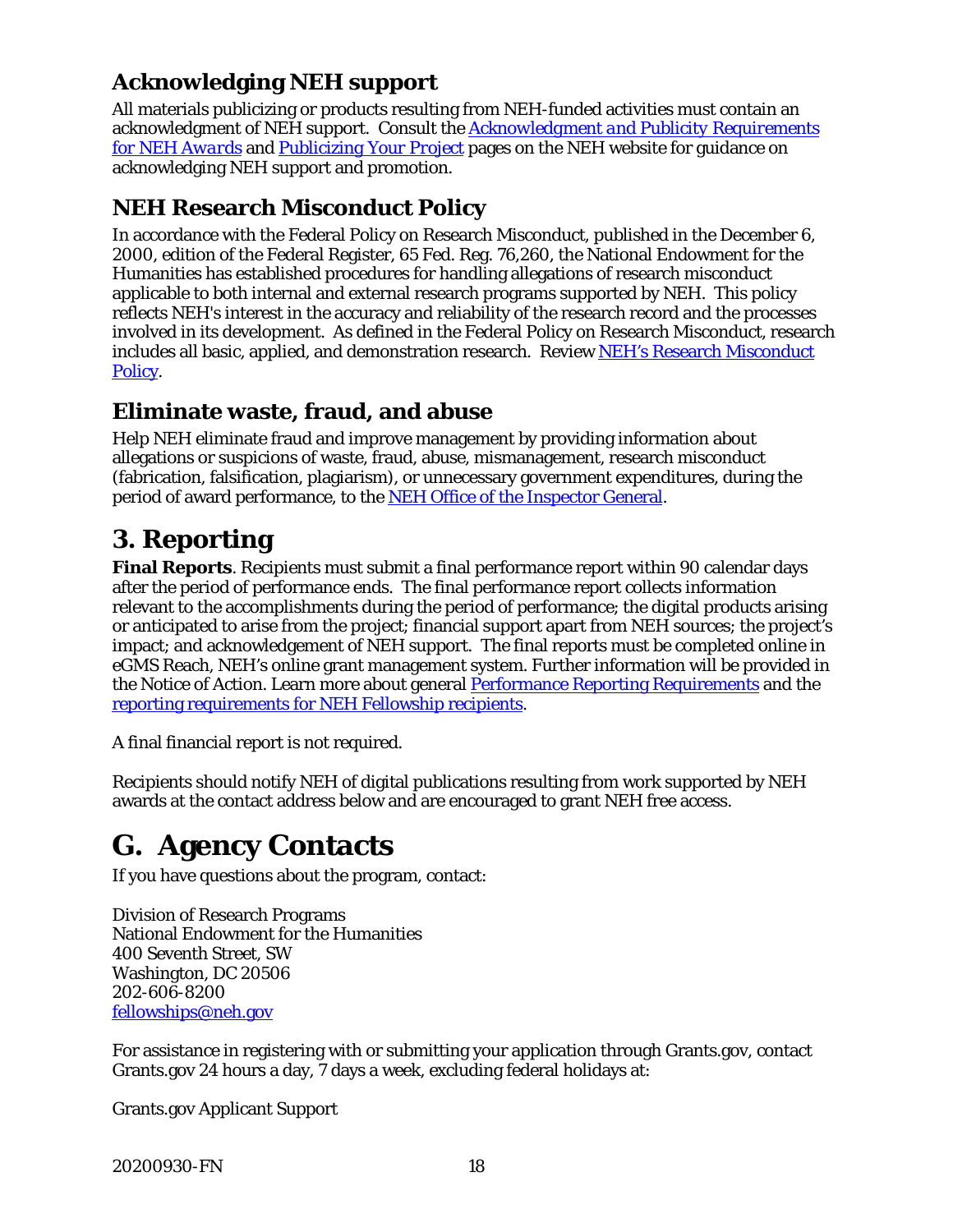### Acknowledging NEH support

All materials publicizing or products resulting from NEH-funded activities must contain an acknowledgment of NEH support. Consult the *Acknowledgment and Publicity Requirements for NEH Awards* and *Publicizing Your Project* pages on the NEH website for guidance on acknowledging NEH support and promotion.

### NEH Research Misconduct Policy

In accordance with the Federal Policy on Research Misconduct, published in the December 6, 2000, edition of the Federal Register, 65 Fed. Reg. 76,260, the National Endowment for the Humanities has established procedures for handling allegations of research misconduct applicable to both internal and external research programs supported by NEH. This policy reflects NEH's interest in the accuracy and reliability of the research record and the processes involved in its development. As defined in the Federal Policy on Research Misconduct, research includes all basic, applied, and demonstration research. Review NEH's Research Misconduct Policy.

### Eliminate waste, fraud, and abuse

Help NEH eliminate fraud and improve management by providing information about allegations or suspicions of waste, fraud, abuse, mismanagement, research misconduct (fabrication, falsification, plagiarism), or unnecessary government expenditures, during the period of award performance, to the NEH Office of the Inspector General.

## 3. Reporting

**Final Reports**. Recipients must submit a final performance report within 90 calendar days after the period of performance ends. The final performance report collects information relevant to the accomplishments during the period of performance; the digital products arising or anticipated to arise from the project; financial support apart from NEH sources; the project's impact; and acknowledgement of NEH support. The final reports must be completed online in eGMS Reach, NEH's online grant management system. Further information will be provided in the Notice of Action. Learn more about general Performance Reporting Requirements and the reporting requirements for NEH Fellowship recipients.

A final financial report is not required.

Recipients should notify NEH of digital publications resulting from work supported by NEH awards at the contact address below and are encouraged to grant NEH free access.

# G. Agency Contacts

If you have questions about the program, contact:

Division of Research Programs
National Endowment for the Humanities
400 Seventh Street, SW
Washington, DC 20506
202-606-8200
fellowships@neh.gov

For assistance in registering with or submitting your application through Grants.gov, contact Grants.gov 24 hours a day, 7 days a week, excluding federal holidays at:

Grants.gov Applicant Support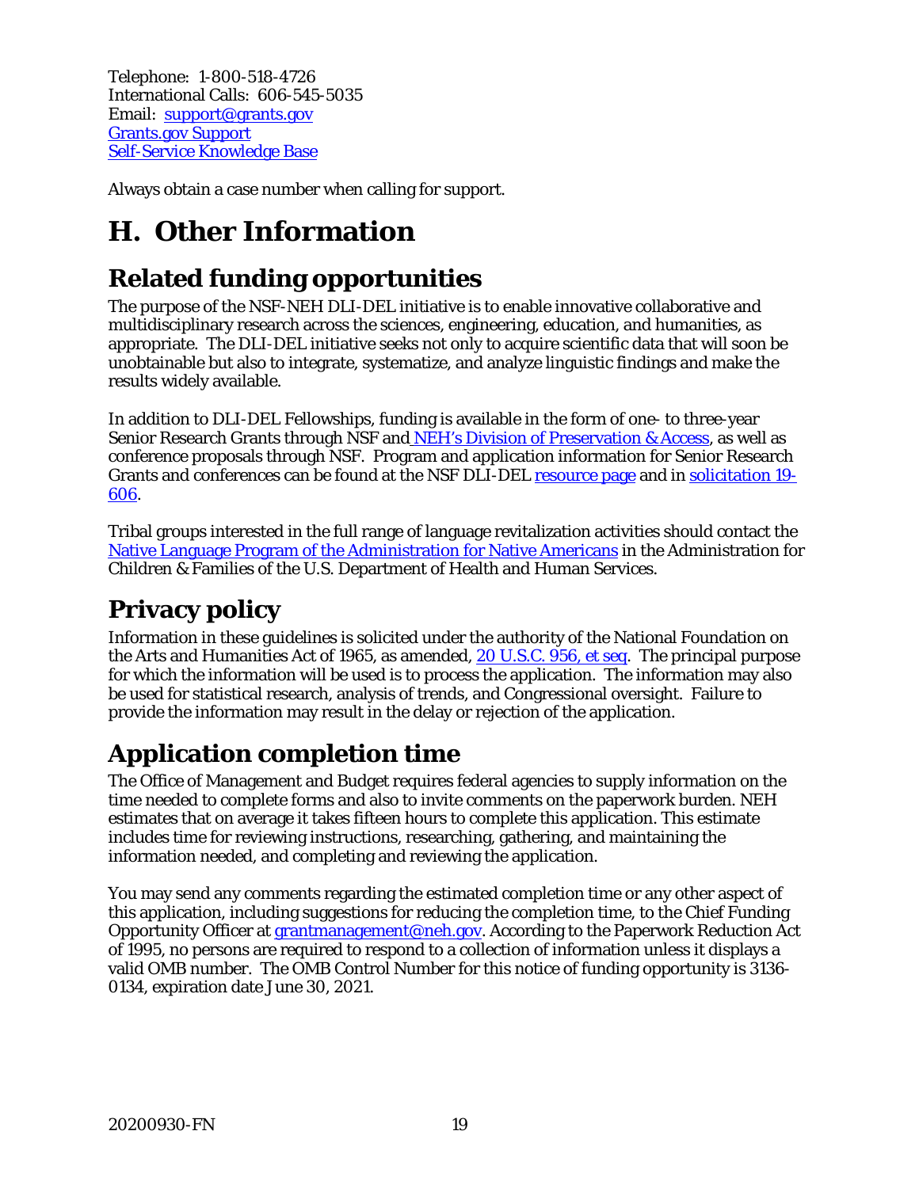Telephone: 1-800-518-4726
International Calls: 606-545-5035
Email: support@grants.gov
Grants.gov Support
Self-Service Knowledge Base

Always obtain a case number when calling for support.

# H. Other Information

## Related funding opportunities

The purpose of the NSF-NEH DLI-DEL initiative is to enable innovative collaborative and multidisciplinary research across the sciences, engineering, education, and humanities, as appropriate. The DLI-DEL initiative seeks not only to acquire scientific data that will soon be unobtainable but also to integrate, systematize, and analyze linguistic findings and make the results widely available.

In addition to DLI-DEL Fellowships, funding is available in the form of one- to three-year Senior Research Grants through NSF and NEH's Division of Preservation & Access, as well as conference proposals through NSF. Program and application information for Senior Research Grants and conferences can be found at the NSF DLI-DEL resource page and in solicitation 19-606.

Tribal groups interested in the full range of language revitalization activities should contact the Native Language Program of the Administration for Native Americans in the Administration for Children & Families of the U.S. Department of Health and Human Services.

## Privacy policy

Information in these guidelines is solicited under the authority of the National Foundation on the Arts and Humanities Act of 1965, as amended, 20 U.S.C. 956, et seq. The principal purpose for which the information will be used is to process the application. The information may also be used for statistical research, analysis of trends, and Congressional oversight. Failure to provide the information may result in the delay or rejection of the application.

## Application completion time

The Office of Management and Budget requires federal agencies to supply information on the time needed to complete forms and also to invite comments on the paperwork burden. NEH estimates that on average it takes fifteen hours to complete this application. This estimate includes time for reviewing instructions, researching, gathering, and maintaining the information needed, and completing and reviewing the application.

You may send any comments regarding the estimated completion time or any other aspect of this application, including suggestions for reducing the completion time, to the Chief Funding Opportunity Officer at grantmanagement@neh.gov. According to the Paperwork Reduction Act of 1995, no persons are required to respond to a collection of information unless it displays a valid OMB number. The OMB Control Number for this notice of funding opportunity is 3136-0134, expiration date June 30, 2021.